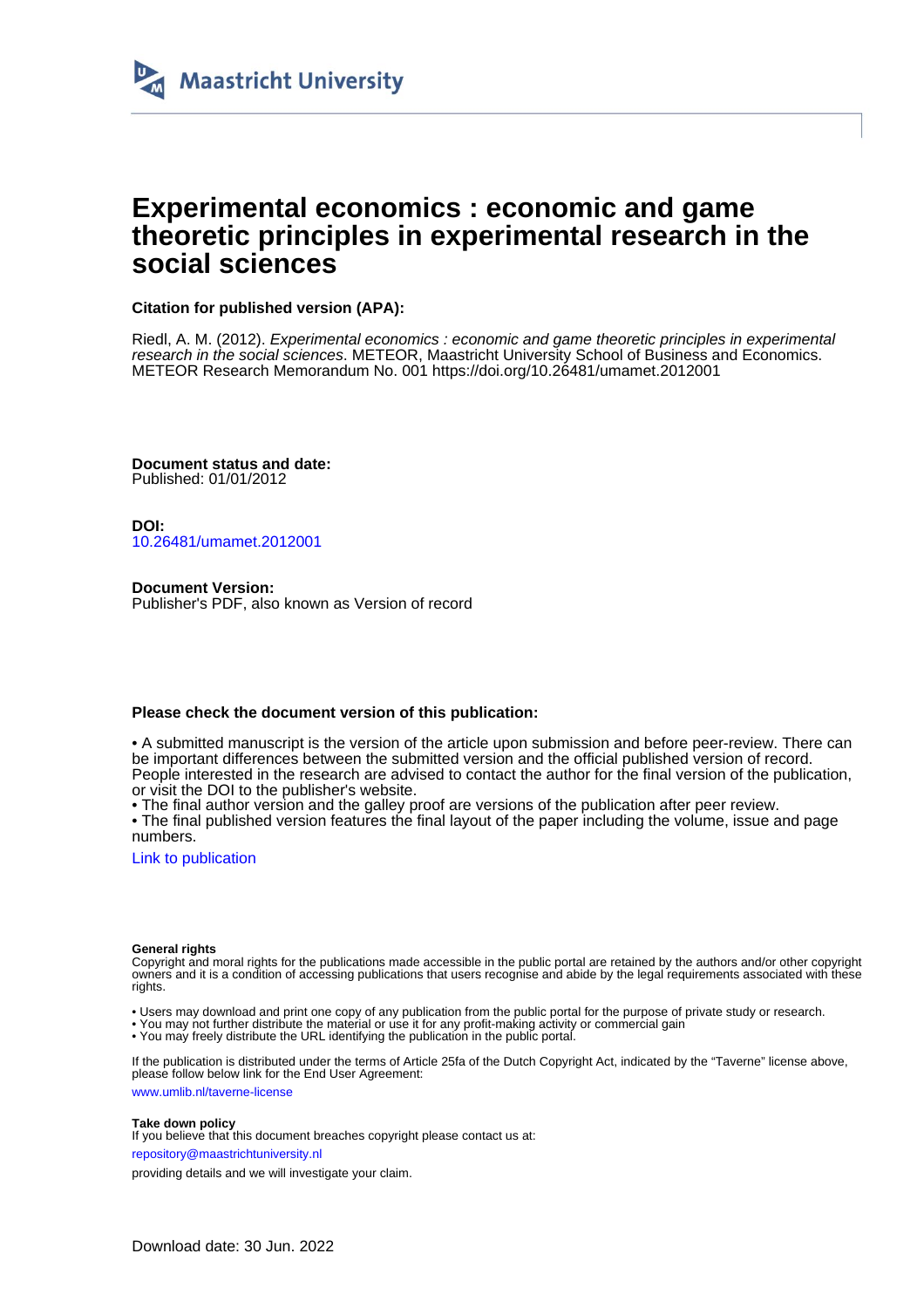Maastricht University

# Experimental economics : economic and game theoretic principles in experimental research in the social sciences

**Citation for published version (APA):**

Riedl, A. M. (2012). *Experimental economics : economic and game theoretic principles in experimental research in the social sciences*. METEOR, Maastricht University School of Business and Economics. METEOR Research Memorandum No. 001 https://doi.org/10.26481/umamet.2012001

**Document status and date:**
Published: 01/01/2012

**DOI:**
10.26481/umamet.2012001

**Document Version:**
Publisher's PDF, also known as Version of record

**Please check the document version of this publication:**

• A submitted manuscript is the version of the article upon submission and before peer-review. There can be important differences between the submitted version and the official published version of record. People interested in the research are advised to contact the author for the final version of the publication, or visit the DOI to the publisher's website.
• The final author version and the galley proof are versions of the publication after peer review.
• The final published version features the final layout of the paper including the volume, issue and page numbers.

Link to publication

**General rights**
Copyright and moral rights for the publications made accessible in the public portal are retained by the authors and/or other copyright owners and it is a condition of accessing publications that users recognise and abide by the legal requirements associated with these rights.

• Users may download and print one copy of any publication from the public portal for the purpose of private study or research.
• You may not further distribute the material or use it for any profit-making activity or commercial gain
• You may freely distribute the URL identifying the publication in the public portal.

If the publication is distributed under the terms of Article 25fa of the Dutch Copyright Act, indicated by the "Taverne" license above, please follow below link for the End User Agreement:

www.umlib.nl/taverne-license

**Take down policy**
If you believe that this document breaches copyright please contact us at:

repository@maastrichtuniversity.nl

providing details and we will investigate your claim.

Download date: 30 Jun. 2022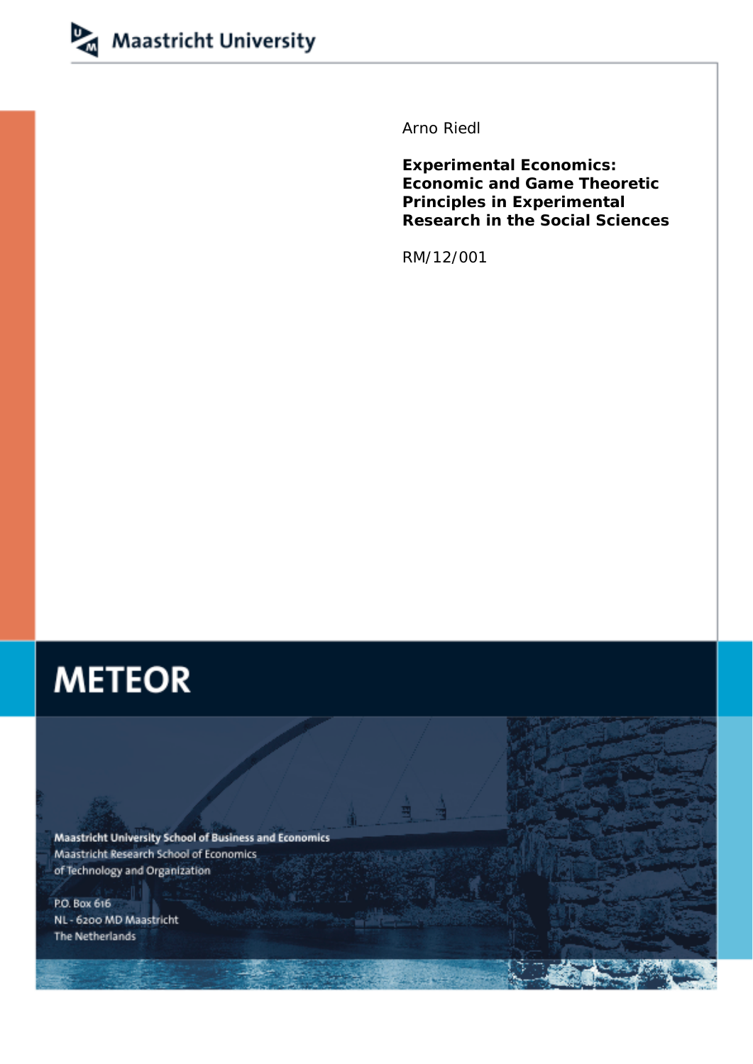Maastricht University

Arno Riedl

# Experimental Economics: Economic and Game Theoretic Principles in Experimental Research in the Social Sciences

RM/12/001

METEOR

Maastricht University School of Business and Economics
Maastricht Research School of Economics
of Technology and Organization

P.O. Box 616
NL - 6200 MD Maastricht
The Netherlands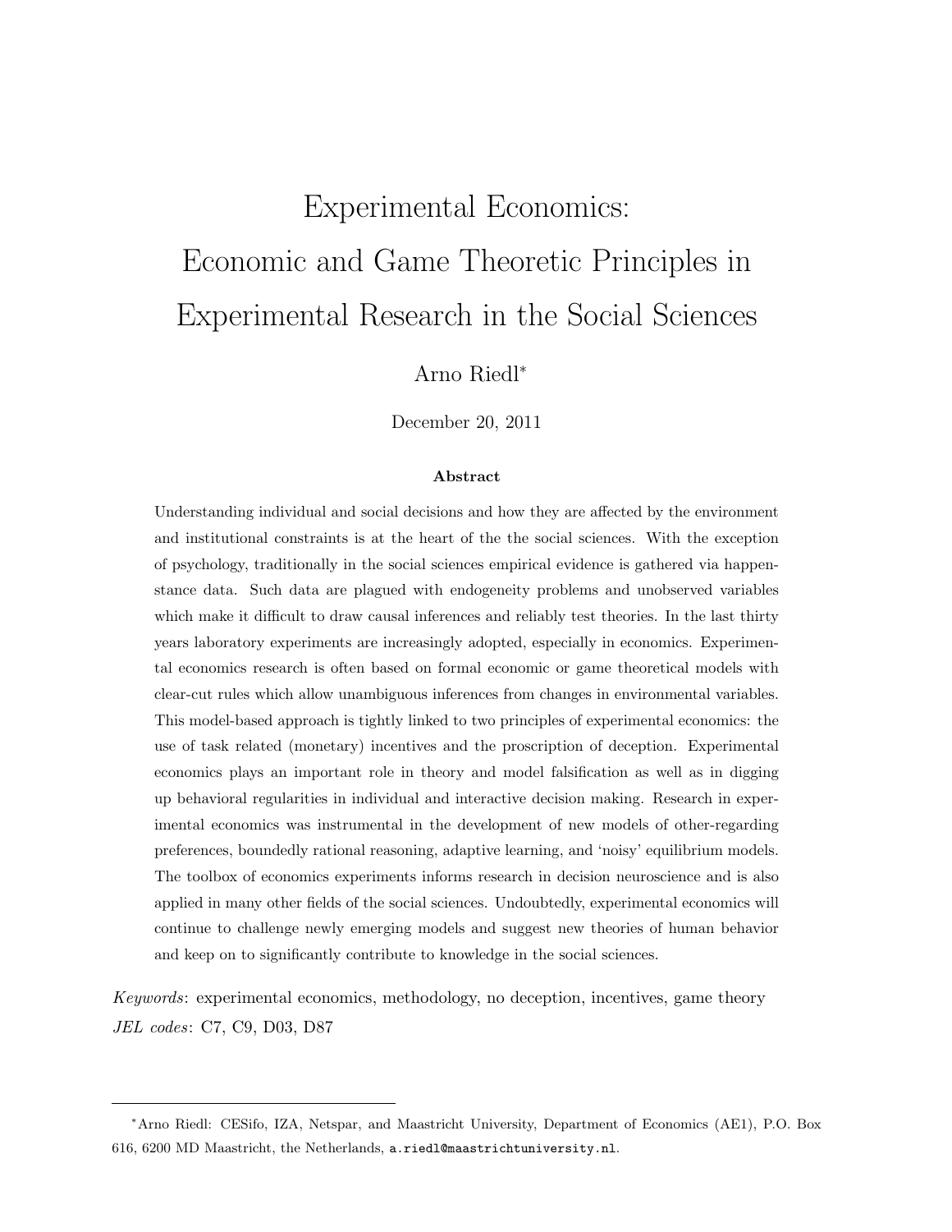# Experimental Economics: Economic and Game Theoretic Principles in Experimental Research in the Social Sciences

Arno Riedl[*]

December 20, 2011

**Abstract**

Understanding individual and social decisions and how they are affected by the environment and institutional constraints is at the heart of the the social sciences. With the exception of psychology, traditionally in the social sciences empirical evidence is gathered via happenstance data. Such data are plagued with endogeneity problems and unobserved variables which make it difficult to draw causal inferences and reliably test theories. In the last thirty years laboratory experiments are increasingly adopted, especially in economics. Experimental economics research is often based on formal economic or game theoretical models with clear-cut rules which allow unambiguous inferences from changes in environmental variables. This model-based approach is tightly linked to two principles of experimental economics: the use of task related (monetary) incentives and the proscription of deception. Experimental economics plays an important role in theory and model falsification as well as in digging up behavioral regularities in individual and interactive decision making. Research in experimental economics was instrumental in the development of new models of other-regarding preferences, boundedly rational reasoning, adaptive learning, and 'noisy' equilibrium models. The toolbox of economics experiments informs research in decision neuroscience and is also applied in many other fields of the social sciences. Undoubtedly, experimental economics will continue to challenge newly emerging models and suggest new theories of human behavior and keep on to significantly contribute to knowledge in the social sciences.

*Keywords*: experimental economics, methodology, no deception, incentives, game theory
*JEL codes*: C7, C9, D03, D87

---

[*] Arno Riedl: CESifo, IZA, Netspar, and Maastricht University, Department of Economics (AE1), P.O. Box 616, 6200 MD Maastricht, the Netherlands, a.riedl@maastrichtuniversity.nl.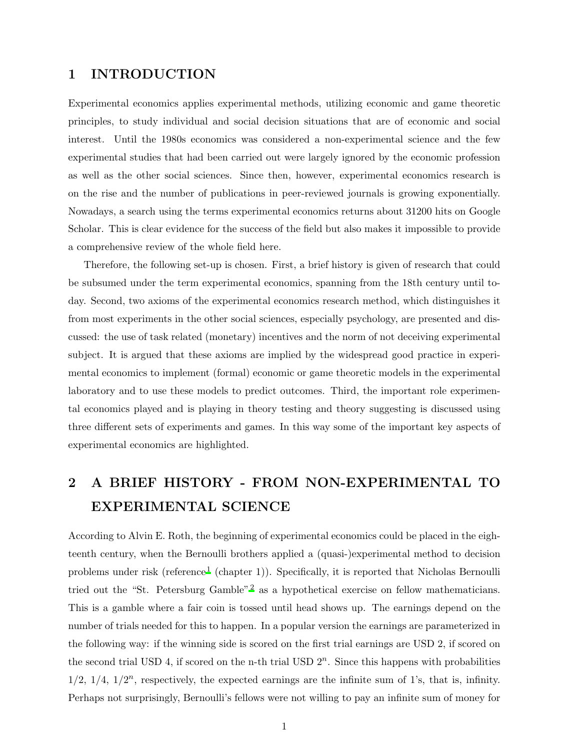# 1 INTRODUCTION

Experimental economics applies experimental methods, utilizing economic and game theoretic principles, to study individual and social decision situations that are of economic and social interest. Until the 1980s economics was considered a non-experimental science and the few experimental studies that had been carried out were largely ignored by the economic profession as well as the other social sciences. Since then, however, experimental economics research is on the rise and the number of publications in peer-reviewed journals is growing exponentially. Nowadays, a search using the terms experimental economics returns about 31200 hits on Google Scholar. This is clear evidence for the success of the field but also makes it impossible to provide a comprehensive review of the whole field here.

Therefore, the following set-up is chosen. First, a brief history is given of research that could be subsumed under the term experimental economics, spanning from the 18th century until today. Second, two axioms of the experimental economics research method, which distinguishes it from most experiments in the other social sciences, especially psychology, are presented and discussed: the use of task related (monetary) incentives and the norm of not deceiving experimental subject. It is argued that these axioms are implied by the widespread good practice in experimental economics to implement (formal) economic or game theoretic models in the experimental laboratory and to use these models to predict outcomes. Third, the important role experimental economics played and is playing in theory testing and theory suggesting is discussed using three different sets of experiments and games. In this way some of the important key aspects of experimental economics are highlighted.

# 2 A BRIEF HISTORY - FROM NON-EXPERIMENTAL TO EXPERIMENTAL SCIENCE

According to Alvin E. Roth, the beginning of experimental economics could be placed in the eighteenth century, when the Bernoulli brothers applied a (quasi-)experimental method to decision problems under risk (reference[1] (chapter 1)). Specifically, it is reported that Nicholas Bernoulli tried out the "St. Petersburg Gamble"[2] as a hypothetical exercise on fellow mathematicians. This is a gamble where a fair coin is tossed until head shows up. The earnings depend on the number of trials needed for this to happen. In a popular version the earnings are parameterized in the following way: if the winning side is scored on the first trial earnings are USD 2, if scored on the second trial USD 4, if scored on the n-th trial USD $2^n$. Since this happens with probabilities $1/2$, $1/4$, $1/2^n$, respectively, the expected earnings are the infinite sum of 1's, that is, infinity. Perhaps not surprisingly, Bernoulli's fellows were not willing to pay an infinite sum of money for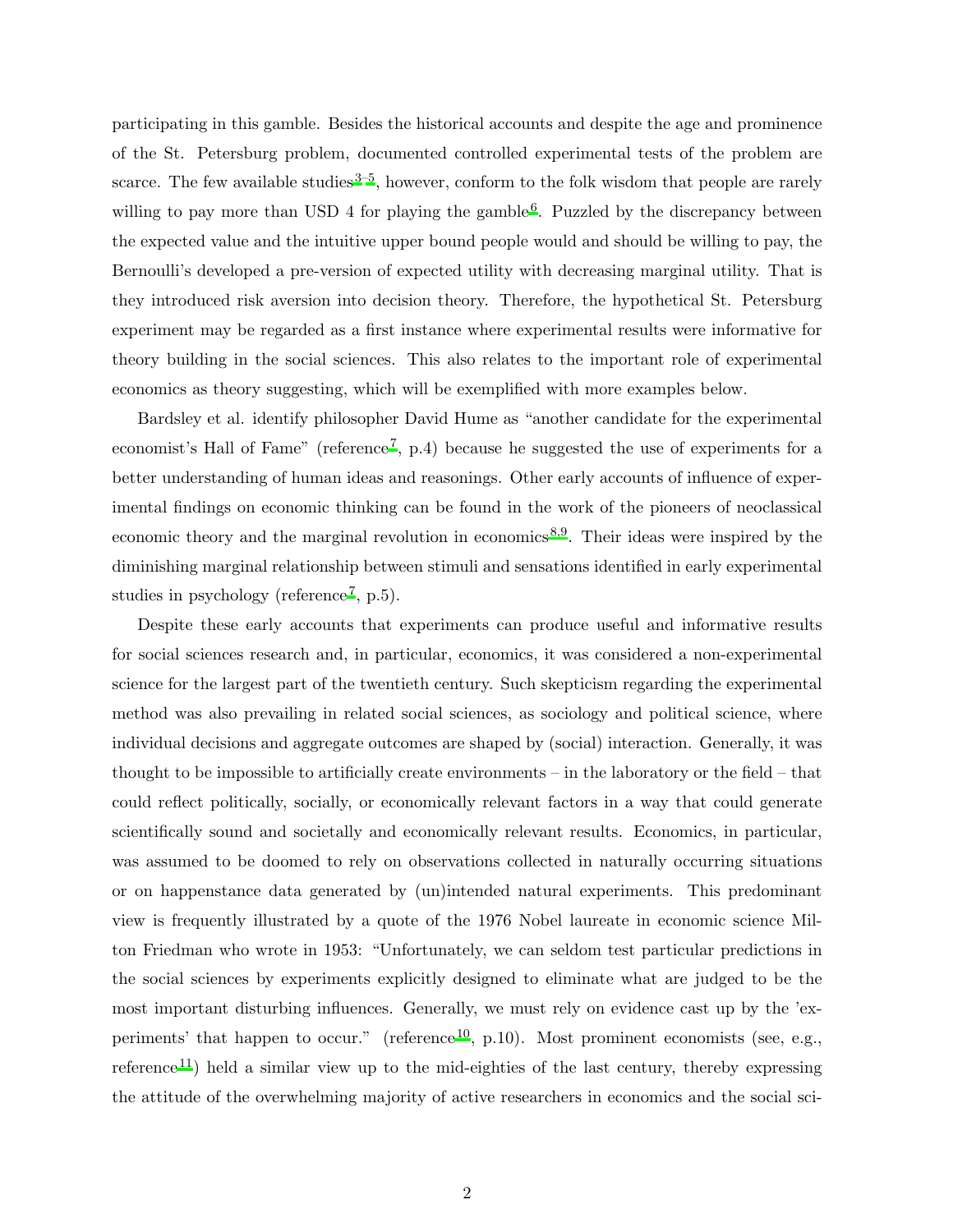participating in this gamble. Besides the historical accounts and despite the age and prominence of the St. Petersburg problem, documented controlled experimental tests of the problem are scarce. The few available studies[3–5], however, conform to the folk wisdom that people are rarely willing to pay more than USD 4 for playing the gamble[6]. Puzzled by the discrepancy between the expected value and the intuitive upper bound people would and should be willing to pay, the Bernoulli's developed a pre-version of expected utility with decreasing marginal utility. That is they introduced risk aversion into decision theory. Therefore, the hypothetical St. Petersburg experiment may be regarded as a first instance where experimental results were informative for theory building in the social sciences. This also relates to the important role of experimental economics as theory suggesting, which will be exemplified with more examples below.

Bardsley et al. identify philosopher David Hume as "another candidate for the experimental economist's Hall of Fame" (reference[7], p.4) because he suggested the use of experiments for a better understanding of human ideas and reasonings. Other early accounts of influence of experimental findings on economic thinking can be found in the work of the pioneers of neoclassical economic theory and the marginal revolution in economics[8,9]. Their ideas were inspired by the diminishing marginal relationship between stimuli and sensations identified in early experimental studies in psychology (reference[7], p.5).

Despite these early accounts that experiments can produce useful and informative results for social sciences research and, in particular, economics, it was considered a non-experimental science for the largest part of the twentieth century. Such skepticism regarding the experimental method was also prevailing in related social sciences, as sociology and political science, where individual decisions and aggregate outcomes are shaped by (social) interaction. Generally, it was thought to be impossible to artificially create environments – in the laboratory or the field – that could reflect politically, socially, or economically relevant factors in a way that could generate scientifically sound and societally and economically relevant results. Economics, in particular, was assumed to be doomed to rely on observations collected in naturally occurring situations or on happenstance data generated by (un)intended natural experiments. This predominant view is frequently illustrated by a quote of the 1976 Nobel laureate in economic science Milton Friedman who wrote in 1953: "Unfortunately, we can seldom test particular predictions in the social sciences by experiments explicitly designed to eliminate what are judged to be the most important disturbing influences. Generally, we must rely on evidence cast up by the 'experiments' that happen to occur." (reference[10], p.10). Most prominent economists (see, e.g., reference[11]) held a similar view up to the mid-eighties of the last century, thereby expressing the attitude of the overwhelming majority of active researchers in economics and the social sci-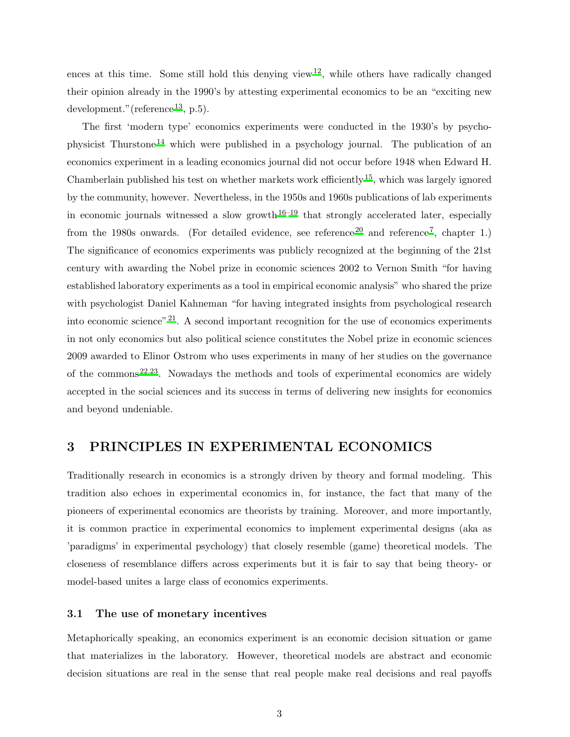ences at this time. Some still hold this denying view[12], while others have radically changed their opinion already in the 1990's by attesting experimental economics to be an "exciting new development."(reference[13], p.5).

The first 'modern type' economics experiments were conducted in the 1930's by psychophysicist Thurstone[14] which were published in a psychology journal. The publication of an economics experiment in a leading economics journal did not occur before 1948 when Edward H. Chamberlain published his test on whether markets work efficiently[15], which was largely ignored by the community, however. Nevertheless, in the 1950s and 1960s publications of lab experiments in economic journals witnessed a slow growth[16–19] that strongly accelerated later, especially from the 1980s onwards. (For detailed evidence, see reference[20] and reference[7], chapter 1.) The significance of economics experiments was publicly recognized at the beginning of the 21st century with awarding the Nobel prize in economic sciences 2002 to Vernon Smith "for having established laboratory experiments as a tool in empirical economic analysis" who shared the prize with psychologist Daniel Kahneman "for having integrated insights from psychological research into economic science"[21]. A second important recognition for the use of economics experiments in not only economics but also political science constitutes the Nobel prize in economic sciences 2009 awarded to Elinor Ostrom who uses experiments in many of her studies on the governance of the commons[22,23]. Nowadays the methods and tools of experimental economics are widely accepted in the social sciences and its success in terms of delivering new insights for economics and beyond undeniable.

# 3 PRINCIPLES IN EXPERIMENTAL ECONOMICS

Traditionally research in economics is a strongly driven by theory and formal modeling. This tradition also echoes in experimental economics in, for instance, the fact that many of the pioneers of experimental economics are theorists by training. Moreover, and more importantly, it is common practice in experimental economics to implement experimental designs (aka as 'paradigms' in experimental psychology) that closely resemble (game) theoretical models. The closeness of resemblance differs across experiments but it is fair to say that being theory- or model-based unites a large class of economics experiments.

## 3.1 The use of monetary incentives

Metaphorically speaking, an economics experiment is an economic decision situation or game that materializes in the laboratory. However, theoretical models are abstract and economic decision situations are real in the sense that real people make real decisions and real payoffs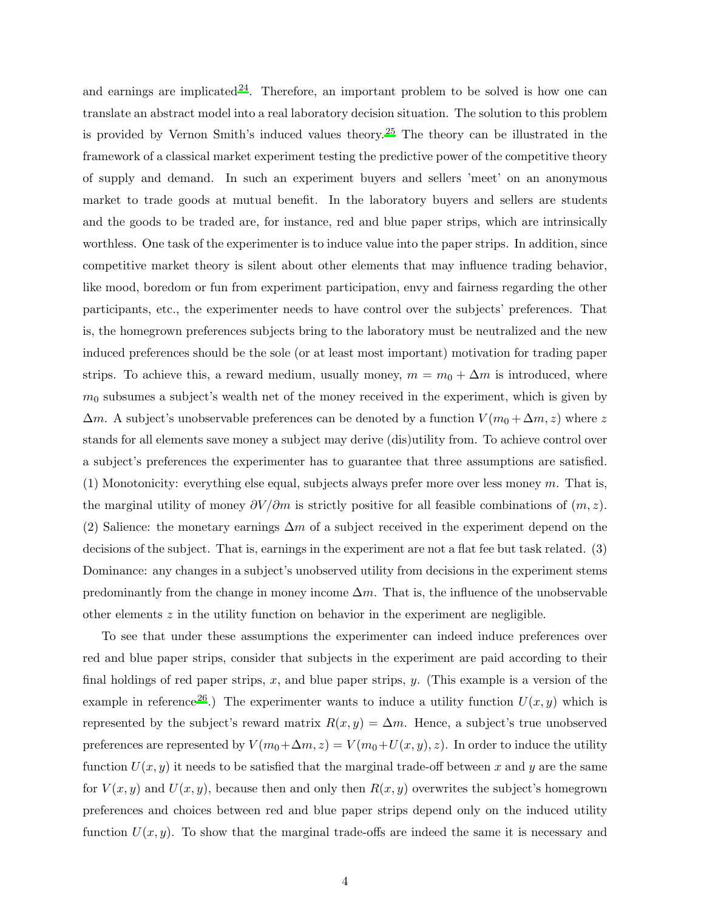and earnings are implicated[24]. Therefore, an important problem to be solved is how one can translate an abstract model into a real laboratory decision situation. The solution to this problem is provided by Vernon Smith's induced values theory.[25] The theory can be illustrated in the framework of a classical market experiment testing the predictive power of the competitive theory of supply and demand. In such an experiment buyers and sellers 'meet' on an anonymous market to trade goods at mutual benefit. In the laboratory buyers and sellers are students and the goods to be traded are, for instance, red and blue paper strips, which are intrinsically worthless. One task of the experimenter is to induce value into the paper strips. In addition, since competitive market theory is silent about other elements that may influence trading behavior, like mood, boredom or fun from experiment participation, envy and fairness regarding the other participants, etc., the experimenter needs to have control over the subjects' preferences. That is, the homegrown preferences subjects bring to the laboratory must be neutralized and the new induced preferences should be the sole (or at least most important) motivation for trading paper strips. To achieve this, a reward medium, usually money, $m = m_0 + \Delta m$ is introduced, where $m_0$ subsumes a subject's wealth net of the money received in the experiment, which is given by $\Delta m$. A subject's unobservable preferences can be denoted by a function $V(m_0 + \Delta m, z)$ where $z$ stands for all elements save money a subject may derive (dis)utility from. To achieve control over a subject's preferences the experimenter has to guarantee that three assumptions are satisfied. (1) Monotonicity: everything else equal, subjects always prefer more over less money $m$. That is, the marginal utility of money $\partial V/\partial m$ is strictly positive for all feasible combinations of $(m, z)$. (2) Salience: the monetary earnings $\Delta m$ of a subject received in the experiment depend on the decisions of the subject. That is, earnings in the experiment are not a flat fee but task related. (3) Dominance: any changes in a subject's unobserved utility from decisions in the experiment stems predominantly from the change in money income $\Delta m$. That is, the influence of the unobservable other elements $z$ in the utility function on behavior in the experiment are negligible.

To see that under these assumptions the experimenter can indeed induce preferences over red and blue paper strips, consider that subjects in the experiment are paid according to their final holdings of red paper strips, $x$, and blue paper strips, $y$. (This example is a version of the example in reference[26].) The experimenter wants to induce a utility function $U(x, y)$ which is represented by the subject's reward matrix $R(x, y) = \Delta m$. Hence, a subject's true unobserved preferences are represented by $V(m_0 + \Delta m, z) = V(m_0 + U(x, y), z)$. In order to induce the utility function $U(x, y)$ it needs to be satisfied that the marginal trade-off between $x$ and $y$ are the same for $V(x, y)$ and $U(x, y)$, because then and only then $R(x, y)$ overwrites the subject's homegrown preferences and choices between red and blue paper strips depend only on the induced utility function $U(x, y)$. To show that the marginal trade-offs are indeed the same it is necessary and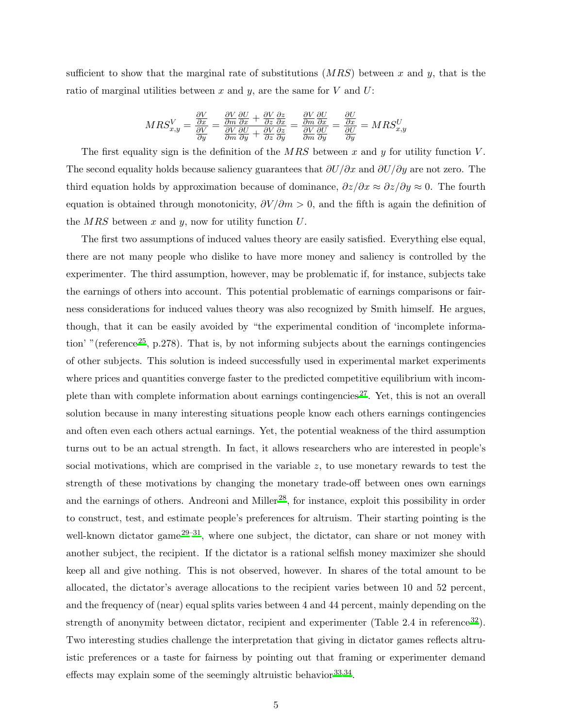sufficient to show that the marginal rate of substitutions ($MRS$) between $x$ and $y$, that is the ratio of marginal utilities between $x$ and $y$, are the same for $V$ and $U$:

$$MRS^V_{x,y} = \frac{\frac{\partial V}{\partial x}}{\frac{\partial V}{\partial y}} = \frac{\frac{\partial V}{\partial m}\frac{\partial U}{\partial x} + \frac{\partial V}{\partial z}\frac{\partial z}{\partial x}}{\frac{\partial V}{\partial m}\frac{\partial U}{\partial y} + \frac{\partial V}{\partial z}\frac{\partial z}{\partial y}} = \frac{\frac{\partial V}{\partial m}\frac{\partial U}{\partial x}}{\frac{\partial V}{\partial m}\frac{\partial U}{\partial y}} = \frac{\frac{\partial U}{\partial x}}{\frac{\partial U}{\partial y}} = MRS^U_{x,y}$$

The first equality sign is the definition of the $MRS$ between $x$ and $y$ for utility function $V$. The second equality holds because saliency guarantees that $\partial U/\partial x$ and $\partial U/\partial y$ are not zero. The third equation holds by approximation because of dominance, $\partial z/\partial x \approx \partial z/\partial y \approx 0$. The fourth equation is obtained through monotonicity, $\partial V/\partial m > 0$, and the fifth is again the definition of the $MRS$ between $x$ and $y$, now for utility function $U$.

The first two assumptions of induced values theory are easily satisfied. Everything else equal, there are not many people who dislike to have more money and saliency is controlled by the experimenter. The third assumption, however, may be problematic if, for instance, subjects take the earnings of others into account. This potential problematic of earnings comparisons or fairness considerations for induced values theory was also recognized by Smith himself. He argues, though, that it can be easily avoided by "the experimental condition of 'incomplete information' "(reference[25], p.278). That is, by not informing subjects about the earnings contingencies of other subjects. This solution is indeed successfully used in experimental market experiments where prices and quantities converge faster to the predicted competitive equilibrium with incomplete than with complete information about earnings contingencies[27]. Yet, this is not an overall solution because in many interesting situations people know each others earnings contingencies and often even each others actual earnings. Yet, the potential weakness of the third assumption turns out to be an actual strength. In fact, it allows researchers who are interested in people's social motivations, which are comprised in the variable $z$, to use monetary rewards to test the strength of these motivations by changing the monetary trade-off between ones own earnings and the earnings of others. Andreoni and Miller[28], for instance, exploit this possibility in order to construct, test, and estimate people's preferences for altruism. Their starting pointing is the well-known dictator game[29–31], where one subject, the dictator, can share or not money with another subject, the recipient. If the dictator is a rational selfish money maximizer she should keep all and give nothing. This is not observed, however. In shares of the total amount to be allocated, the dictator's average allocations to the recipient varies between 10 and 52 percent, and the frequency of (near) equal splits varies between 4 and 44 percent, mainly depending on the strength of anonymity between dictator, recipient and experimenter (Table 2.4 in reference[32]). Two interesting studies challenge the interpretation that giving in dictator games reflects altruistic preferences or a taste for fairness by pointing out that framing or experimenter demand effects may explain some of the seemingly altruistic behavior[33,34].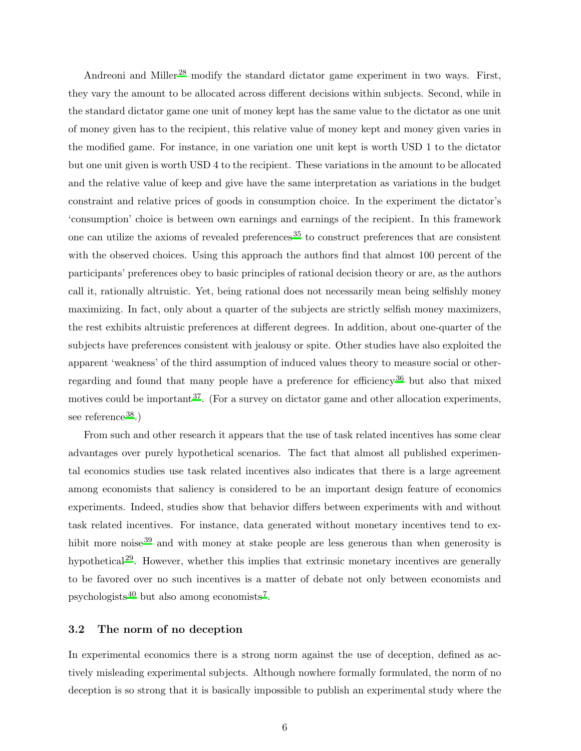Andreoni and Miller[28] modify the standard dictator game experiment in two ways. First, they vary the amount to be allocated across different decisions within subjects. Second, while in the standard dictator game one unit of money kept has the same value to the dictator as one unit of money given has to the recipient, this relative value of money kept and money given varies in the modified game. For instance, in one variation one unit kept is worth USD 1 to the dictator but one unit given is worth USD 4 to the recipient. These variations in the amount to be allocated and the relative value of keep and give have the same interpretation as variations in the budget constraint and relative prices of goods in consumption choice. In the experiment the dictator's 'consumption' choice is between own earnings and earnings of the recipient. In this framework one can utilize the axioms of revealed preferences[35] to construct preferences that are consistent with the observed choices. Using this approach the authors find that almost 100 percent of the participants' preferences obey to basic principles of rational decision theory or are, as the authors call it, rationally altruistic. Yet, being rational does not necessarily mean being selfishly money maximizing. In fact, only about a quarter of the subjects are strictly selfish money maximizers, the rest exhibits altruistic preferences at different degrees. In addition, about one-quarter of the subjects have preferences consistent with jealousy or spite. Other studies have also exploited the apparent 'weakness' of the third assumption of induced values theory to measure social or other-regarding and found that many people have a preference for efficiency[36] but also that mixed motives could be important[37]. (For a survey on dictator game and other allocation experiments, see reference[38].)

From such and other research it appears that the use of task related incentives has some clear advantages over purely hypothetical scenarios. The fact that almost all published experimental economics studies use task related incentives also indicates that there is a large agreement among economists that saliency is considered to be an important design feature of economics experiments. Indeed, studies show that behavior differs between experiments with and without task related incentives. For instance, data generated without monetary incentives tend to exhibit more noise[39] and with money at stake people are less generous than when generosity is hypothetical[29]. However, whether this implies that extrinsic monetary incentives are generally to be favored over no such incentives is a matter of debate not only between economists and psychologists[40] but also among economists[7].

### 3.2 The norm of no deception

In experimental economics there is a strong norm against the use of deception, defined as actively misleading experimental subjects. Although nowhere formally formulated, the norm of no deception is so strong that it is basically impossible to publish an experimental study where the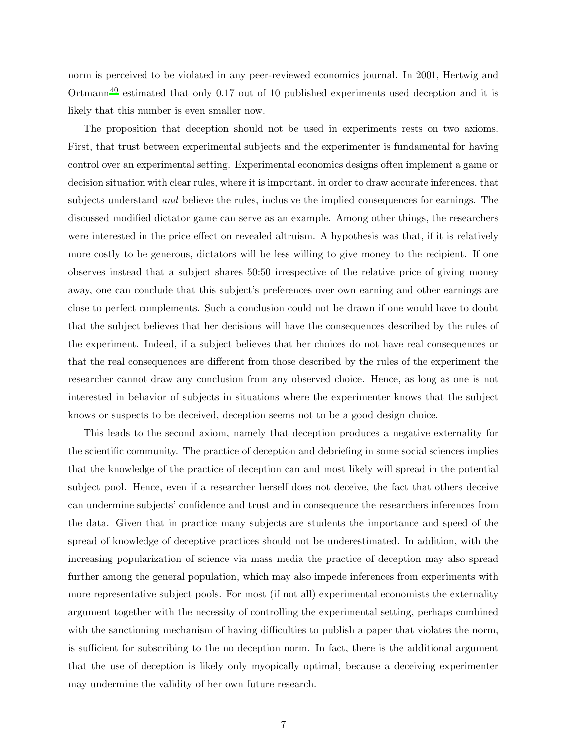norm is perceived to be violated in any peer-reviewed economics journal. In 2001, Hertwig and Ortmann[40] estimated that only 0.17 out of 10 published experiments used deception and it is likely that this number is even smaller now.

The proposition that deception should not be used in experiments rests on two axioms. First, that trust between experimental subjects and the experimenter is fundamental for having control over an experimental setting. Experimental economics designs often implement a game or decision situation with clear rules, where it is important, in order to draw accurate inferences, that subjects understand *and* believe the rules, inclusive the implied consequences for earnings. The discussed modified dictator game can serve as an example. Among other things, the researchers were interested in the price effect on revealed altruism. A hypothesis was that, if it is relatively more costly to be generous, dictators will be less willing to give money to the recipient. If one observes instead that a subject shares 50:50 irrespective of the relative price of giving money away, one can conclude that this subject's preferences over own earning and other earnings are close to perfect complements. Such a conclusion could not be drawn if one would have to doubt that the subject believes that her decisions will have the consequences described by the rules of the experiment. Indeed, if a subject believes that her choices do not have real consequences or that the real consequences are different from those described by the rules of the experiment the researcher cannot draw any conclusion from any observed choice. Hence, as long as one is not interested in behavior of subjects in situations where the experimenter knows that the subject knows or suspects to be deceived, deception seems not to be a good design choice.

This leads to the second axiom, namely that deception produces a negative externality for the scientific community. The practice of deception and debriefing in some social sciences implies that the knowledge of the practice of deception can and most likely will spread in the potential subject pool. Hence, even if a researcher herself does not deceive, the fact that others deceive can undermine subjects' confidence and trust and in consequence the researchers inferences from the data. Given that in practice many subjects are students the importance and speed of the spread of knowledge of deceptive practices should not be underestimated. In addition, with the increasing popularization of science via mass media the practice of deception may also spread further among the general population, which may also impede inferences from experiments with more representative subject pools. For most (if not all) experimental economists the externality argument together with the necessity of controlling the experimental setting, perhaps combined with the sanctioning mechanism of having difficulties to publish a paper that violates the norm, is sufficient for subscribing to the no deception norm. In fact, there is the additional argument that the use of deception is likely only myopically optimal, because a deceiving experimenter may undermine the validity of her own future research.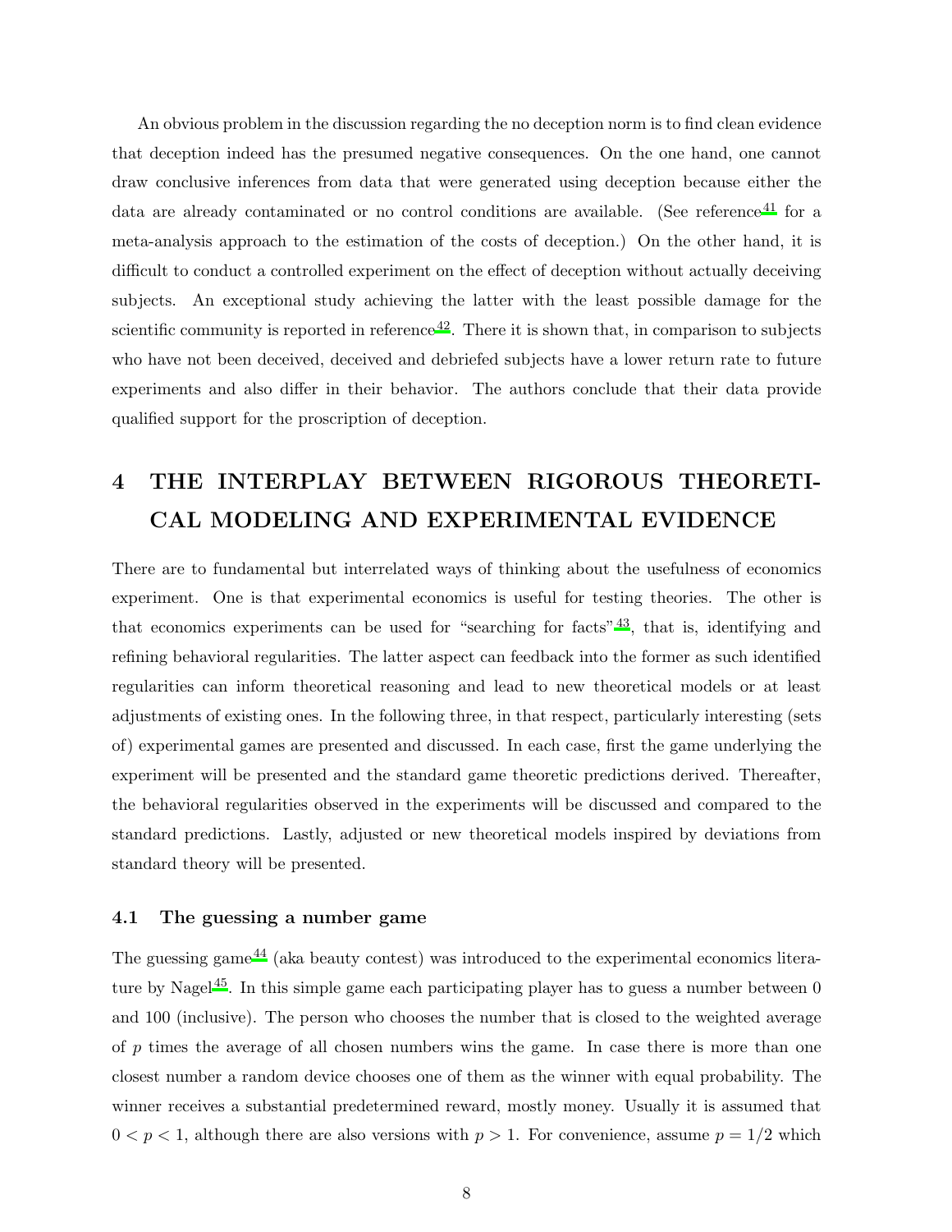An obvious problem in the discussion regarding the no deception norm is to find clean evidence that deception indeed has the presumed negative consequences. On the one hand, one cannot draw conclusive inferences from data that were generated using deception because either the data are already contaminated or no control conditions are available. (See reference[41] for a meta-analysis approach to the estimation of the costs of deception.) On the other hand, it is difficult to conduct a controlled experiment on the effect of deception without actually deceiving subjects. An exceptional study achieving the latter with the least possible damage for the scientific community is reported in reference[42]. There it is shown that, in comparison to subjects who have not been deceived, deceived and debriefed subjects have a lower return rate to future experiments and also differ in their behavior. The authors conclude that their data provide qualified support for the proscription of deception.

# 4 THE INTERPLAY BETWEEN RIGOROUS THEORETICAL MODELING AND EXPERIMENTAL EVIDENCE

There are to fundamental but interrelated ways of thinking about the usefulness of economics experiment. One is that experimental economics is useful for testing theories. The other is that economics experiments can be used for "searching for facts"[43], that is, identifying and refining behavioral regularities. The latter aspect can feedback into the former as such identified regularities can inform theoretical reasoning and lead to new theoretical models or at least adjustments of existing ones. In the following three, in that respect, particularly interesting (sets of) experimental games are presented and discussed. In each case, first the game underlying the experiment will be presented and the standard game theoretic predictions derived. Thereafter, the behavioral regularities observed in the experiments will be discussed and compared to the standard predictions. Lastly, adjusted or new theoretical models inspired by deviations from standard theory will be presented.

## 4.1 The guessing a number game

The guessing game[44] (aka beauty contest) was introduced to the experimental economics literature by Nagel[45]. In this simple game each participating player has to guess a number between 0 and 100 (inclusive). The person who chooses the number that is closed to the weighted average of $p$ times the average of all chosen numbers wins the game. In case there is more than one closest number a random device chooses one of them as the winner with equal probability. The winner receives a substantial predetermined reward, mostly money. Usually it is assumed that $0 < p < 1$, although there are also versions with $p > 1$. For convenience, assume $p = 1/2$ which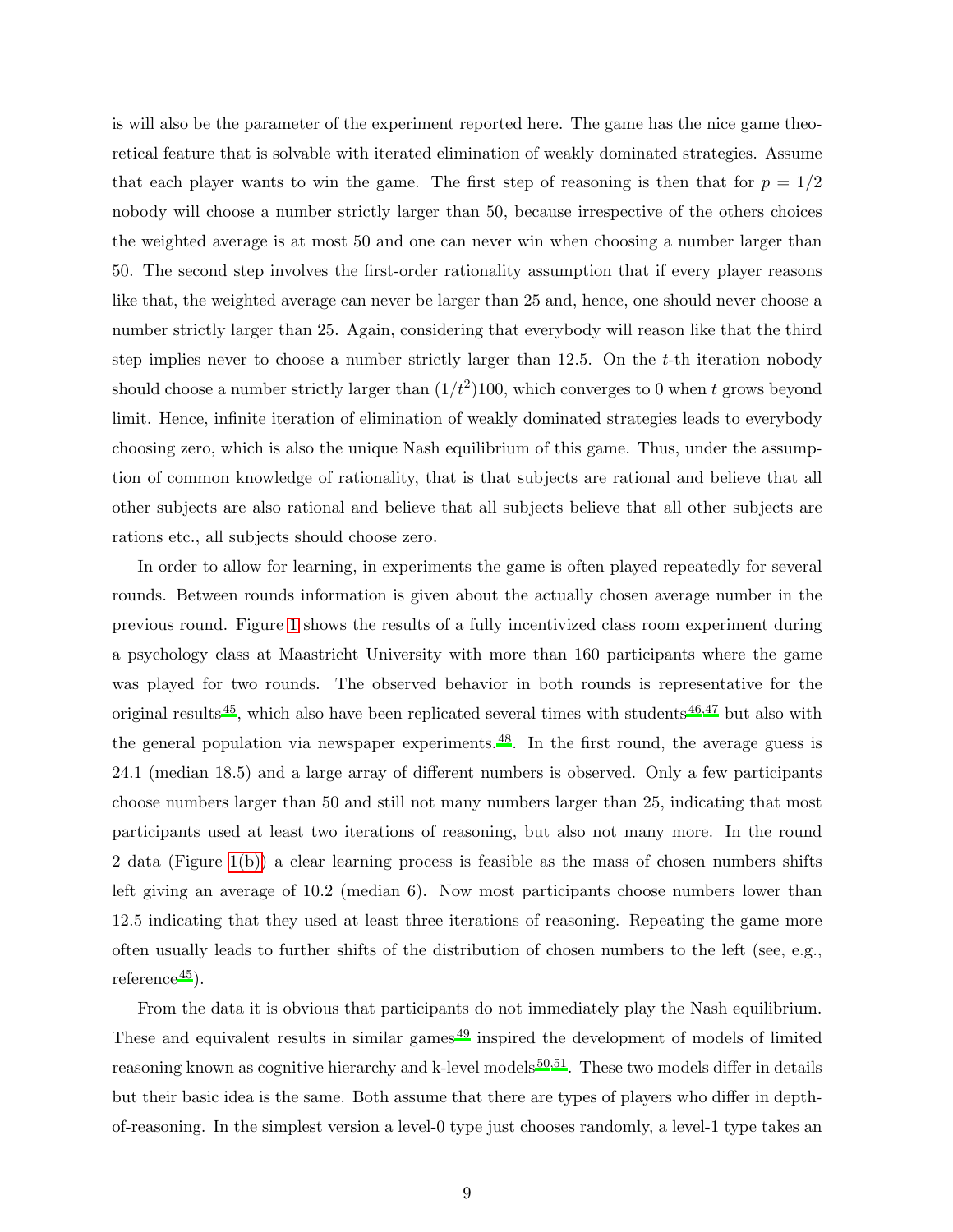is will also be the parameter of the experiment reported here. The game has the nice game theoretical feature that is solvable with iterated elimination of weakly dominated strategies. Assume that each player wants to win the game. The first step of reasoning is then that for $p = 1/2$ nobody will choose a number strictly larger than 50, because irrespective of the others choices the weighted average is at most 50 and one can never win when choosing a number larger than 50. The second step involves the first-order rationality assumption that if every player reasons like that, the weighted average can never be larger than 25 and, hence, one should never choose a number strictly larger than 25. Again, considering that everybody will reason like that the third step implies never to choose a number strictly larger than 12.5. On the $t$-th iteration nobody should choose a number strictly larger than $(1/t^2)100$, which converges to 0 when $t$ grows beyond limit. Hence, infinite iteration of elimination of weakly dominated strategies leads to everybody choosing zero, which is also the unique Nash equilibrium of this game. Thus, under the assumption of common knowledge of rationality, that is that subjects are rational and believe that all other subjects are also rational and believe that all subjects believe that all other subjects are rations etc., all subjects should choose zero.

In order to allow for learning, in experiments the game is often played repeatedly for several rounds. Between rounds information is given about the actually chosen average number in the previous round. Figure 1 shows the results of a fully incentivized class room experiment during a psychology class at Maastricht University with more than 160 participants where the game was played for two rounds. The observed behavior in both rounds is representative for the original results[45], which also have been replicated several times with students[46,47] but also with the general population via newspaper experiments.[48]. In the first round, the average guess is 24.1 (median 18.5) and a large array of different numbers is observed. Only a few participants choose numbers larger than 50 and still not many numbers larger than 25, indicating that most participants used at least two iterations of reasoning, but also not many more. In the round 2 data (Figure 1(b)) a clear learning process is feasible as the mass of chosen numbers shifts left giving an average of 10.2 (median 6). Now most participants choose numbers lower than 12.5 indicating that they used at least three iterations of reasoning. Repeating the game more often usually leads to further shifts of the distribution of chosen numbers to the left (see, e.g., reference[45]).

From the data it is obvious that participants do not immediately play the Nash equilibrium. These and equivalent results in similar games[49] inspired the development of models of limited reasoning known as cognitive hierarchy and k-level models[50,51]. These two models differ in details but their basic idea is the same. Both assume that there are types of players who differ in depth-of-reasoning. In the simplest version a level-0 type just chooses randomly, a level-1 type takes an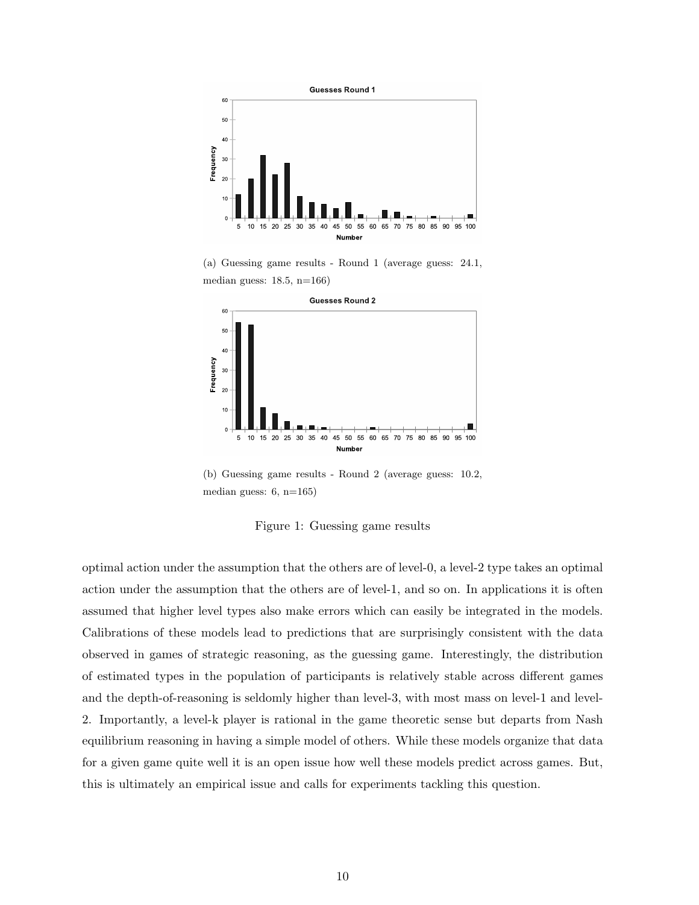(a) Guessing game results - Round 1 (average guess: 24.1, median guess: 18.5, n=166)

(b) Guessing game results - Round 2 (average guess: 10.2, median guess: 6, n=165)

Figure 1: Guessing game results

optimal action under the assumption that the others are of level-0, a level-2 type takes an optimal action under the assumption that the others are of level-1, and so on. In applications it is often assumed that higher level types also make errors which can easily be integrated in the models. Calibrations of these models lead to predictions that are surprisingly consistent with the data observed in games of strategic reasoning, as the guessing game. Interestingly, the distribution of estimated types in the population of participants is relatively stable across different games and the depth-of-reasoning is seldomly higher than level-3, with most mass on level-1 and level-2. Importantly, a level-k player is rational in the game theoretic sense but departs from Nash equilibrium reasoning in having a simple model of others. While these models organize that data for a given game quite well it is an open issue how well these models predict across games. But, this is ultimately an empirical issue and calls for experiments tackling this question.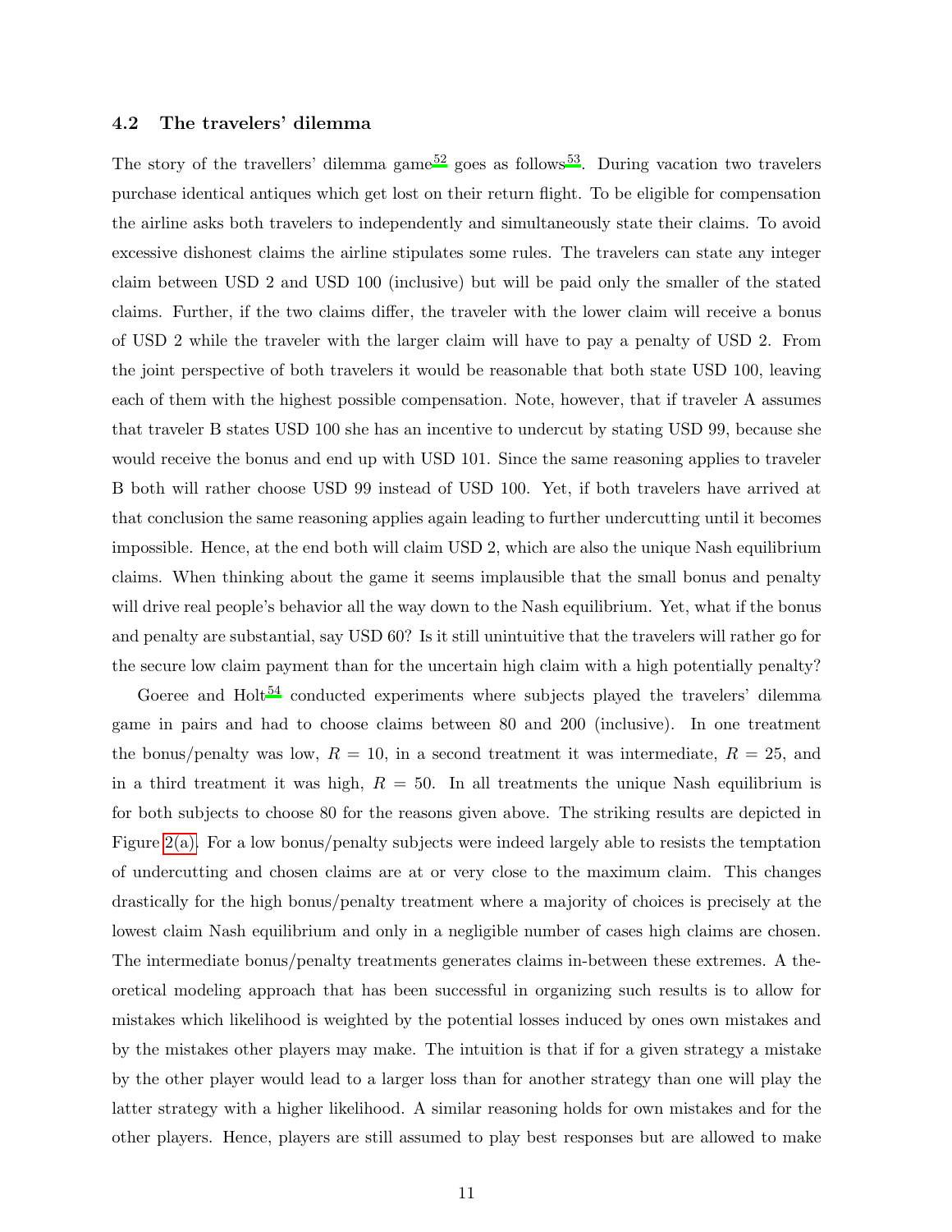### 4.2 The travelers' dilemma

The story of the travellers' dilemma game[52] goes as follows[53]. During vacation two travelers purchase identical antiques which get lost on their return flight. To be eligible for compensation the airline asks both travelers to independently and simultaneously state their claims. To avoid excessive dishonest claims the airline stipulates some rules. The travelers can state any integer claim between USD 2 and USD 100 (inclusive) but will be paid only the smaller of the stated claims. Further, if the two claims differ, the traveler with the lower claim will receive a bonus of USD 2 while the traveler with the larger claim will have to pay a penalty of USD 2. From the joint perspective of both travelers it would be reasonable that both state USD 100, leaving each of them with the highest possible compensation. Note, however, that if traveler A assumes that traveler B states USD 100 she has an incentive to undercut by stating USD 99, because she would receive the bonus and end up with USD 101. Since the same reasoning applies to traveler B both will rather choose USD 99 instead of USD 100. Yet, if both travelers have arrived at that conclusion the same reasoning applies again leading to further undercutting until it becomes impossible. Hence, at the end both will claim USD 2, which are also the unique Nash equilibrium claims. When thinking about the game it seems implausible that the small bonus and penalty will drive real people's behavior all the way down to the Nash equilibrium. Yet, what if the bonus and penalty are substantial, say USD 60? Is it still unintuitive that the travelers will rather go for the secure low claim payment than for the uncertain high claim with a high potentially penalty?

Goeree and Holt[54] conducted experiments where subjects played the travelers' dilemma game in pairs and had to choose claims between 80 and 200 (inclusive). In one treatment the bonus/penalty was low, $R = 10$, in a second treatment it was intermediate, $R = 25$, and in a third treatment it was high, $R = 50$. In all treatments the unique Nash equilibrium is for both subjects to choose 80 for the reasons given above. The striking results are depicted in Figure 2(a). For a low bonus/penalty subjects were indeed largely able to resists the temptation of undercutting and chosen claims are at or very close to the maximum claim. This changes drastically for the high bonus/penalty treatment where a majority of choices is precisely at the lowest claim Nash equilibrium and only in a negligible number of cases high claims are chosen. The intermediate bonus/penalty treatments generates claims in-between these extremes. A theoretical modeling approach that has been successful in organizing such results is to allow for mistakes which likelihood is weighted by the potential losses induced by ones own mistakes and by the mistakes other players may make. The intuition is that if for a given strategy a mistake by the other player would lead to a larger loss than for another strategy than one will play the latter strategy with a higher likelihood. A similar reasoning holds for own mistakes and for the other players. Hence, players are still assumed to play best responses but are allowed to make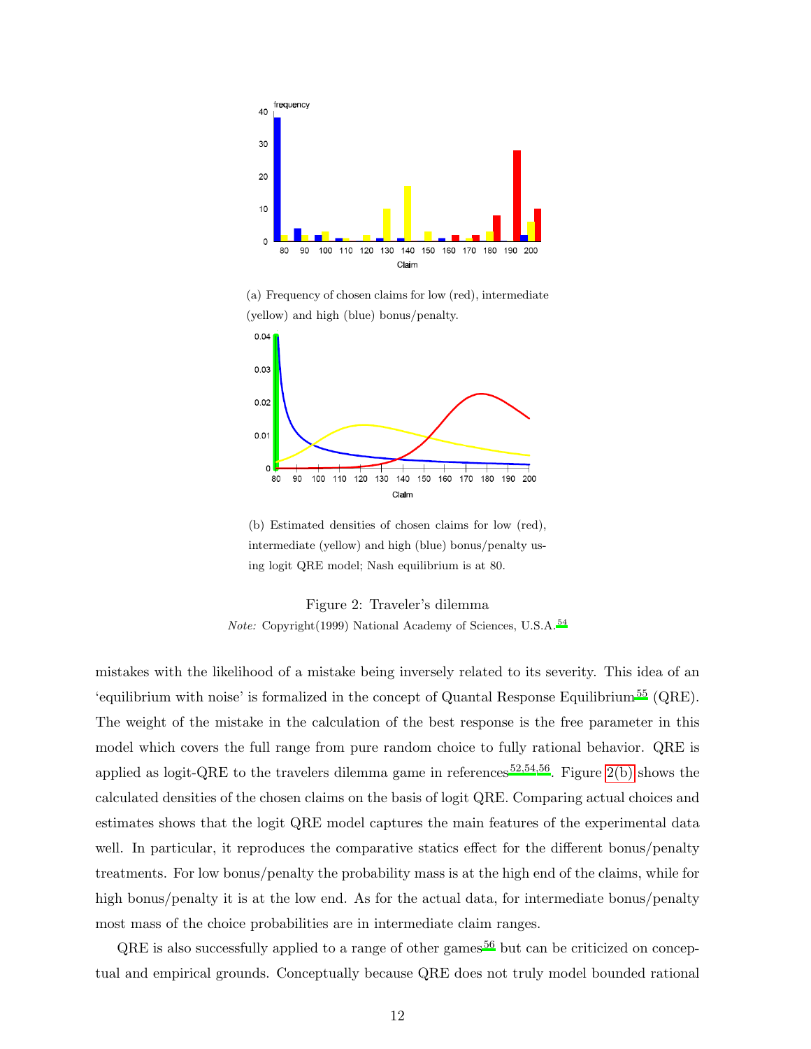(a) Frequency of chosen claims for low (red), intermediate (yellow) and high (blue) bonus/penalty.

(b) Estimated densities of chosen claims for low (red), intermediate (yellow) and high (blue) bonus/penalty using logit QRE model; Nash equilibrium is at 80.

Figure 2: Traveler's dilemma

*Note:* Copyright(1999) National Academy of Sciences, U.S.A.[54]

mistakes with the likelihood of a mistake being inversely related to its severity. This idea of an 'equilibrium with noise' is formalized in the concept of Quantal Response Equilibrium[55] (QRE). The weight of the mistake in the calculation of the best response is the free parameter in this model which covers the full range from pure random choice to fully rational behavior. QRE is applied as logit-QRE to the travelers dilemma game in references[52,54,56]. Figure 2(b) shows the calculated densities of the chosen claims on the basis of logit QRE. Comparing actual choices and estimates shows that the logit QRE model captures the main features of the experimental data well. In particular, it reproduces the comparative statics effect for the different bonus/penalty treatments. For low bonus/penalty the probability mass is at the high end of the claims, while for high bonus/penalty it is at the low end. As for the actual data, for intermediate bonus/penalty most mass of the choice probabilities are in intermediate claim ranges.

QRE is also successfully applied to a range of other games[56] but can be criticized on conceptual and empirical grounds. Conceptually because QRE does not truly model bounded rational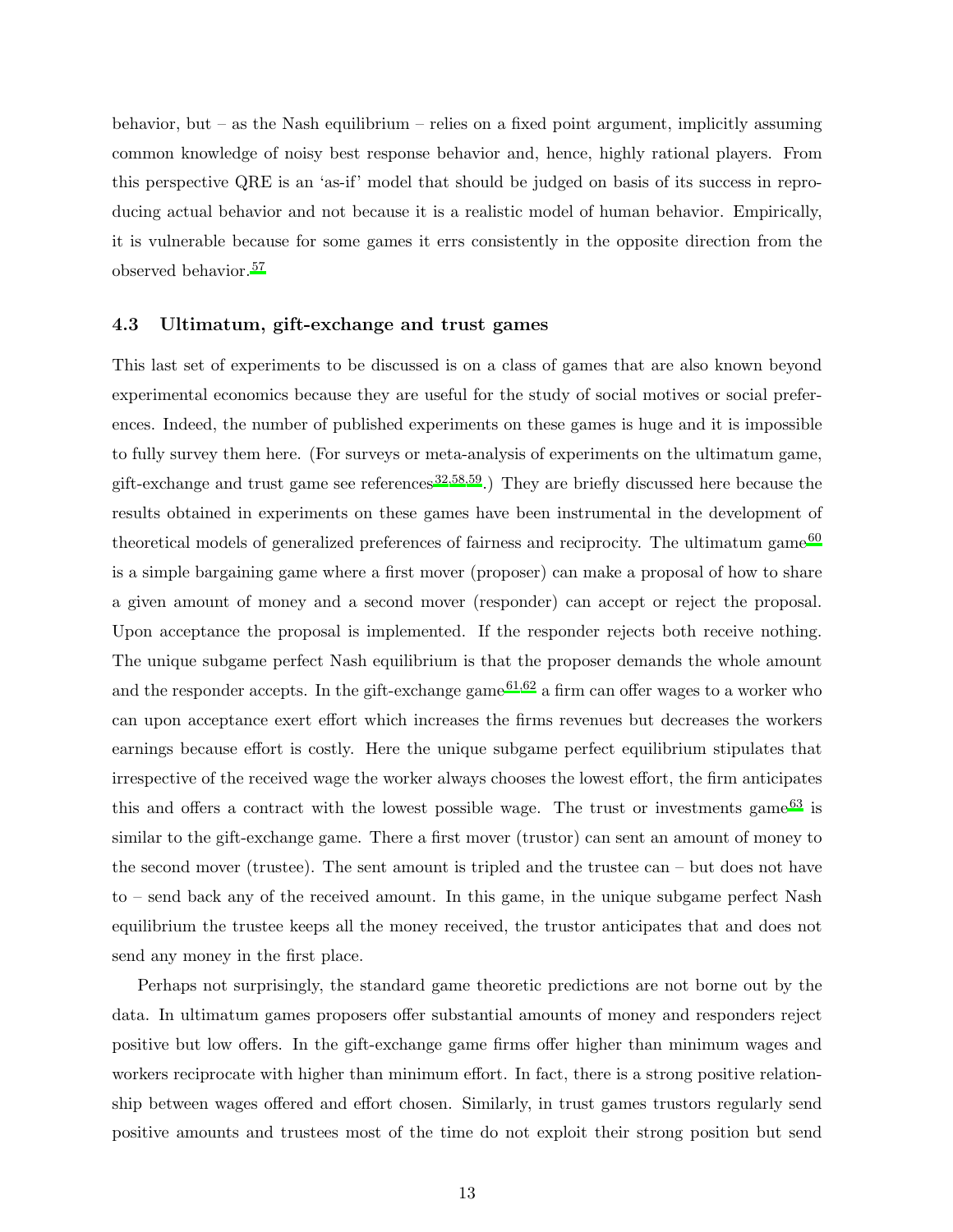behavior, but – as the Nash equilibrium – relies on a fixed point argument, implicitly assuming common knowledge of noisy best response behavior and, hence, highly rational players. From this perspective QRE is an 'as-if' model that should be judged on basis of its success in reproducing actual behavior and not because it is a realistic model of human behavior. Empirically, it is vulnerable because for some games it errs consistently in the opposite direction from the observed behavior.[57]

### 4.3 Ultimatum, gift-exchange and trust games

This last set of experiments to be discussed is on a class of games that are also known beyond experimental economics because they are useful for the study of social motives or social preferences. Indeed, the number of published experiments on these games is huge and it is impossible to fully survey them here. (For surveys or meta-analysis of experiments on the ultimatum game, gift-exchange and trust game see references[32,58,59].) They are briefly discussed here because the results obtained in experiments on these games have been instrumental in the development of theoretical models of generalized preferences of fairness and reciprocity. The ultimatum game[60] is a simple bargaining game where a first mover (proposer) can make a proposal of how to share a given amount of money and a second mover (responder) can accept or reject the proposal. Upon acceptance the proposal is implemented. If the responder rejects both receive nothing. The unique subgame perfect Nash equilibrium is that the proposer demands the whole amount and the responder accepts. In the gift-exchange game[61,62] a firm can offer wages to a worker who can upon acceptance exert effort which increases the firms revenues but decreases the workers earnings because effort is costly. Here the unique subgame perfect equilibrium stipulates that irrespective of the received wage the worker always chooses the lowest effort, the firm anticipates this and offers a contract with the lowest possible wage. The trust or investments game[63] is similar to the gift-exchange game. There a first mover (trustor) can sent an amount of money to the second mover (trustee). The sent amount is tripled and the trustee can – but does not have to – send back any of the received amount. In this game, in the unique subgame perfect Nash equilibrium the trustee keeps all the money received, the trustor anticipates that and does not send any money in the first place.

Perhaps not surprisingly, the standard game theoretic predictions are not borne out by the data. In ultimatum games proposers offer substantial amounts of money and responders reject positive but low offers. In the gift-exchange game firms offer higher than minimum wages and workers reciprocate with higher than minimum effort. In fact, there is a strong positive relationship between wages offered and effort chosen. Similarly, in trust games trustors regularly send positive amounts and trustees most of the time do not exploit their strong position but send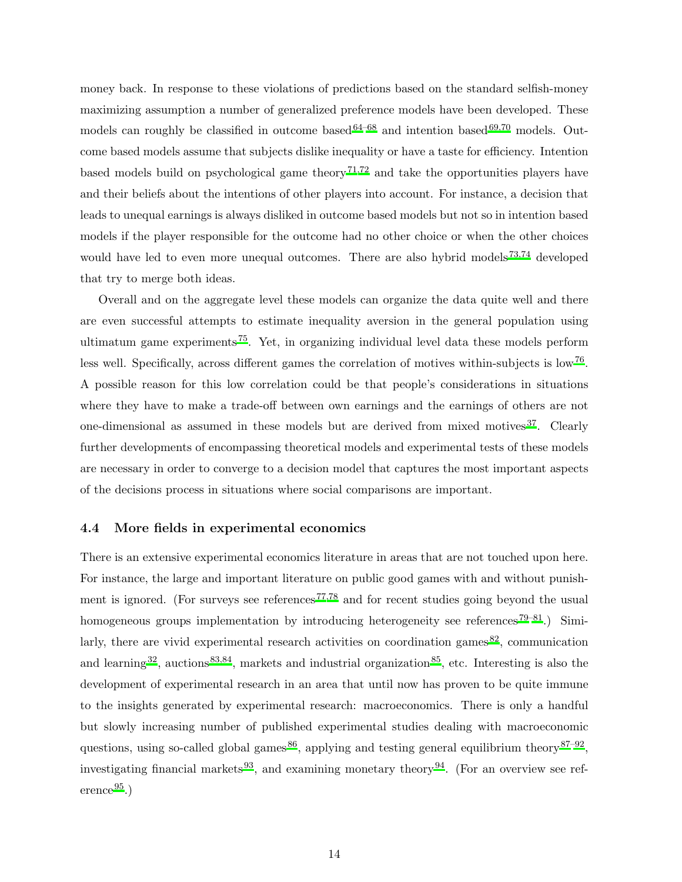money back. In response to these violations of predictions based on the standard selfish-money maximizing assumption a number of generalized preference models have been developed. These models can roughly be classified in outcome based[64–68] and intention based[69,70] models. Outcome based models assume that subjects dislike inequality or have a taste for efficiency. Intention based models build on psychological game theory[71,72] and take the opportunities players have and their beliefs about the intentions of other players into account. For instance, a decision that leads to unequal earnings is always disliked in outcome based models but not so in intention based models if the player responsible for the outcome had no other choice or when the other choices would have led to even more unequal outcomes. There are also hybrid models[73,74] developed that try to merge both ideas.

Overall and on the aggregate level these models can organize the data quite well and there are even successful attempts to estimate inequality aversion in the general population using ultimatum game experiments[75]. Yet, in organizing individual level data these models perform less well. Specifically, across different games the correlation of motives within-subjects is low[76]. A possible reason for this low correlation could be that people's considerations in situations where they have to make a trade-off between own earnings and the earnings of others are not one-dimensional as assumed in these models but are derived from mixed motives[37]. Clearly further developments of encompassing theoretical models and experimental tests of these models are necessary in order to converge to a decision model that captures the most important aspects of the decisions process in situations where social comparisons are important.

### 4.4 More fields in experimental economics

There is an extensive experimental economics literature in areas that are not touched upon here. For instance, the large and important literature on public good games with and without punishment is ignored. (For surveys see references[77,78] and for recent studies going beyond the usual homogeneous groups implementation by introducing heterogeneity see references[79–81].) Similarly, there are vivid experimental research activities on coordination games[82], communication and learning[32], auctions[83,84], markets and industrial organization[85], etc. Interesting is also the development of experimental research in an area that until now has proven to be quite immune to the insights generated by experimental research: macroeconomics. There is only a handful but slowly increasing number of published experimental studies dealing with macroeconomic questions, using so-called global games[86], applying and testing general equilibrium theory[87–92], investigating financial markets[93], and examining monetary theory[94]. (For an overview see reference[95].)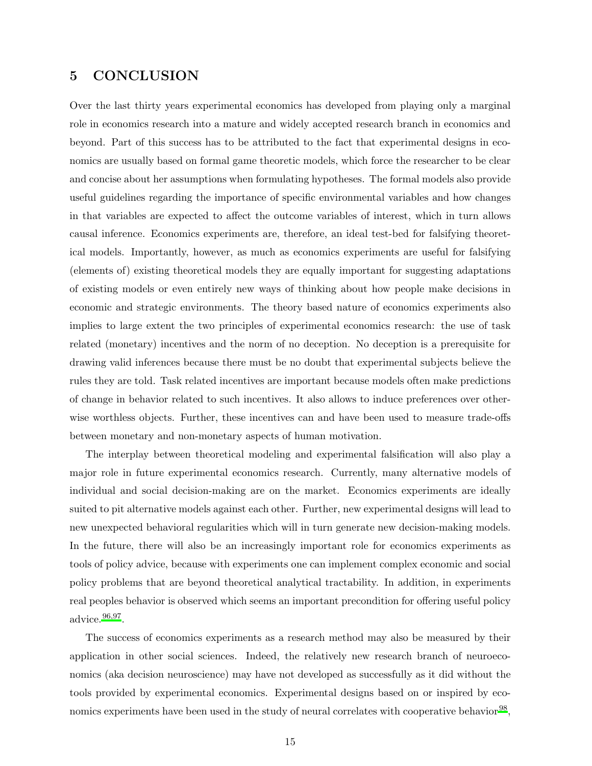# 5 CONCLUSION

Over the last thirty years experimental economics has developed from playing only a marginal role in economics research into a mature and widely accepted research branch in economics and beyond. Part of this success has to be attributed to the fact that experimental designs in economics are usually based on formal game theoretic models, which force the researcher to be clear and concise about her assumptions when formulating hypotheses. The formal models also provide useful guidelines regarding the importance of specific environmental variables and how changes in that variables are expected to affect the outcome variables of interest, which in turn allows causal inference. Economics experiments are, therefore, an ideal test-bed for falsifying theoretical models. Importantly, however, as much as economics experiments are useful for falsifying (elements of) existing theoretical models they are equally important for suggesting adaptations of existing models or even entirely new ways of thinking about how people make decisions in economic and strategic environments. The theory based nature of economics experiments also implies to large extent the two principles of experimental economics research: the use of task related (monetary) incentives and the norm of no deception. No deception is a prerequisite for drawing valid inferences because there must be no doubt that experimental subjects believe the rules they are told. Task related incentives are important because models often make predictions of change in behavior related to such incentives. It also allows to induce preferences over otherwise worthless objects. Further, these incentives can and have been used to measure trade-offs between monetary and non-monetary aspects of human motivation.

The interplay between theoretical modeling and experimental falsification will also play a major role in future experimental economics research. Currently, many alternative models of individual and social decision-making are on the market. Economics experiments are ideally suited to pit alternative models against each other. Further, new experimental designs will lead to new unexpected behavioral regularities which will in turn generate new decision-making models. In the future, there will also be an increasingly important role for economics experiments as tools of policy advice, because with experiments one can implement complex economic and social policy problems that are beyond theoretical analytical tractability. In addition, in experiments real peoples behavior is observed which seems an important precondition for offering useful policy advice.[96,97].

The success of economics experiments as a research method may also be measured by their application in other social sciences. Indeed, the relatively new research branch of neuroeconomics (aka decision neuroscience) may have not developed as successfully as it did without the tools provided by experimental economics. Experimental designs based on or inspired by economics experiments have been used in the study of neural correlates with cooperative behavior[98],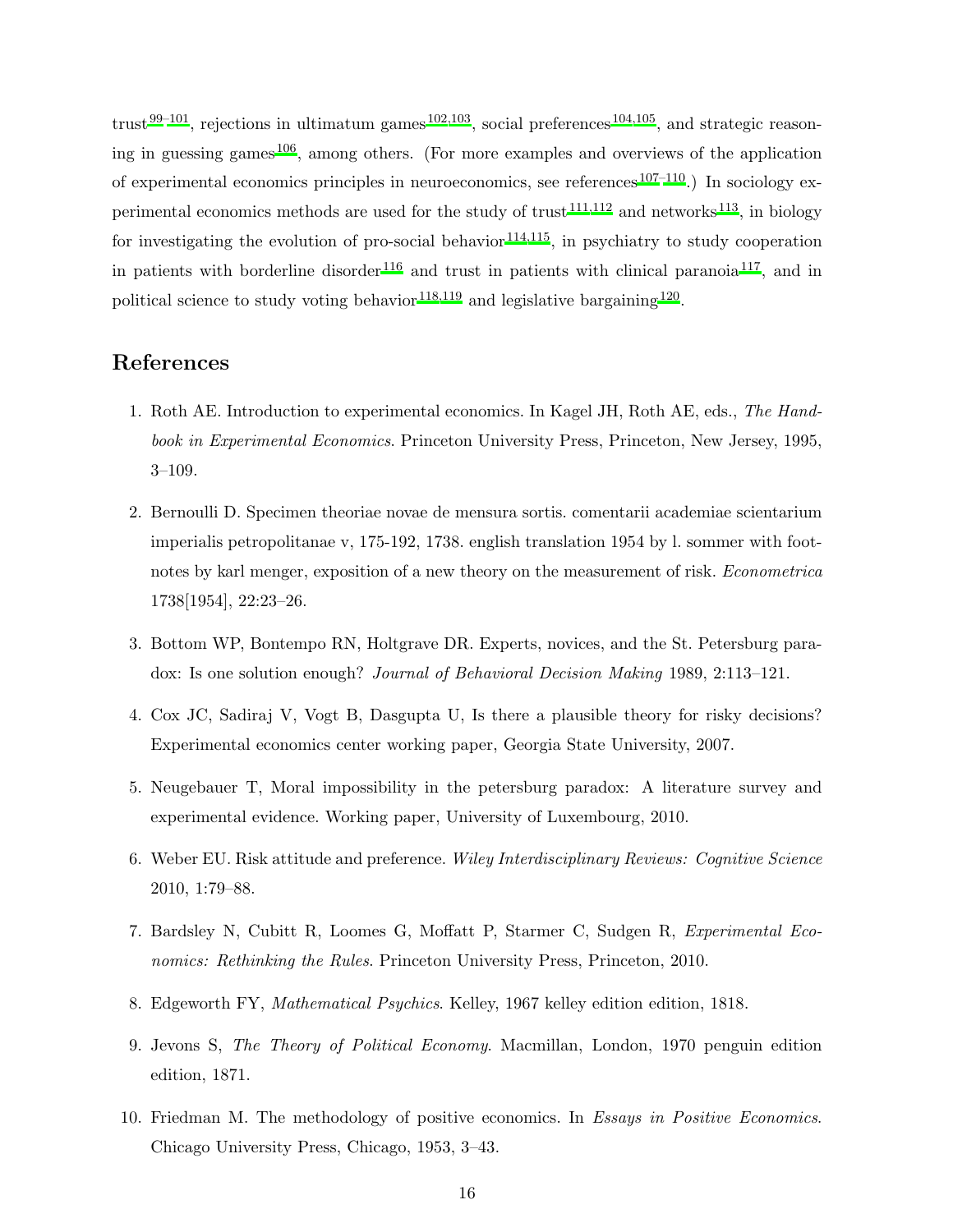trust[99–101], rejections in ultimatum games[102,103], social preferences[104,105], and strategic reasoning in guessing games[106], among others. (For more examples and overviews of the application of experimental economics principles in neuroeconomics, see references[107–110].) In sociology experimental economics methods are used for the study of trust[111,112] and networks[113], in biology for investigating the evolution of pro-social behavior[114,115], in psychiatry to study cooperation in patients with borderline disorder[116] and trust in patients with clinical paranoia[117], and in political science to study voting behavior[118,119] and legislative bargaining[120].

## References

1. Roth AE. Introduction to experimental economics. In Kagel JH, Roth AE, eds., *The Handbook in Experimental Economics*. Princeton University Press, Princeton, New Jersey, 1995, 3–109.

2. Bernoulli D. Specimen theoriae novae de mensura sortis. comentarii academiae scientarium imperialis petropolitanae v, 175-192, 1738. english translation 1954 by l. sommer with footnotes by karl menger, exposition of a new theory on the measurement of risk. *Econometrica* 1738[1954], 22:23–26.

3. Bottom WP, Bontempo RN, Holtgrave DR. Experts, novices, and the St. Petersburg paradox: Is one solution enough? *Journal of Behavioral Decision Making* 1989, 2:113–121.

4. Cox JC, Sadiraj V, Vogt B, Dasgupta U, Is there a plausible theory for risky decisions? Experimental economics center working paper, Georgia State University, 2007.

5. Neugebauer T, Moral impossibility in the petersburg paradox: A literature survey and experimental evidence. Working paper, University of Luxembourg, 2010.

6. Weber EU. Risk attitude and preference. *Wiley Interdisciplinary Reviews: Cognitive Science* 2010, 1:79–88.

7. Bardsley N, Cubitt R, Loomes G, Moffatt P, Starmer C, Sudgen R, *Experimental Economics: Rethinking the Rules*. Princeton University Press, Princeton, 2010.

8. Edgeworth FY, *Mathematical Psychics*. Kelley, 1967 kelley edition edition, 1818.

9. Jevons S, *The Theory of Political Economy*. Macmillan, London, 1970 penguin edition edition, 1871.

10. Friedman M. The methodology of positive economics. In *Essays in Positive Economics*. Chicago University Press, Chicago, 1953, 3–43.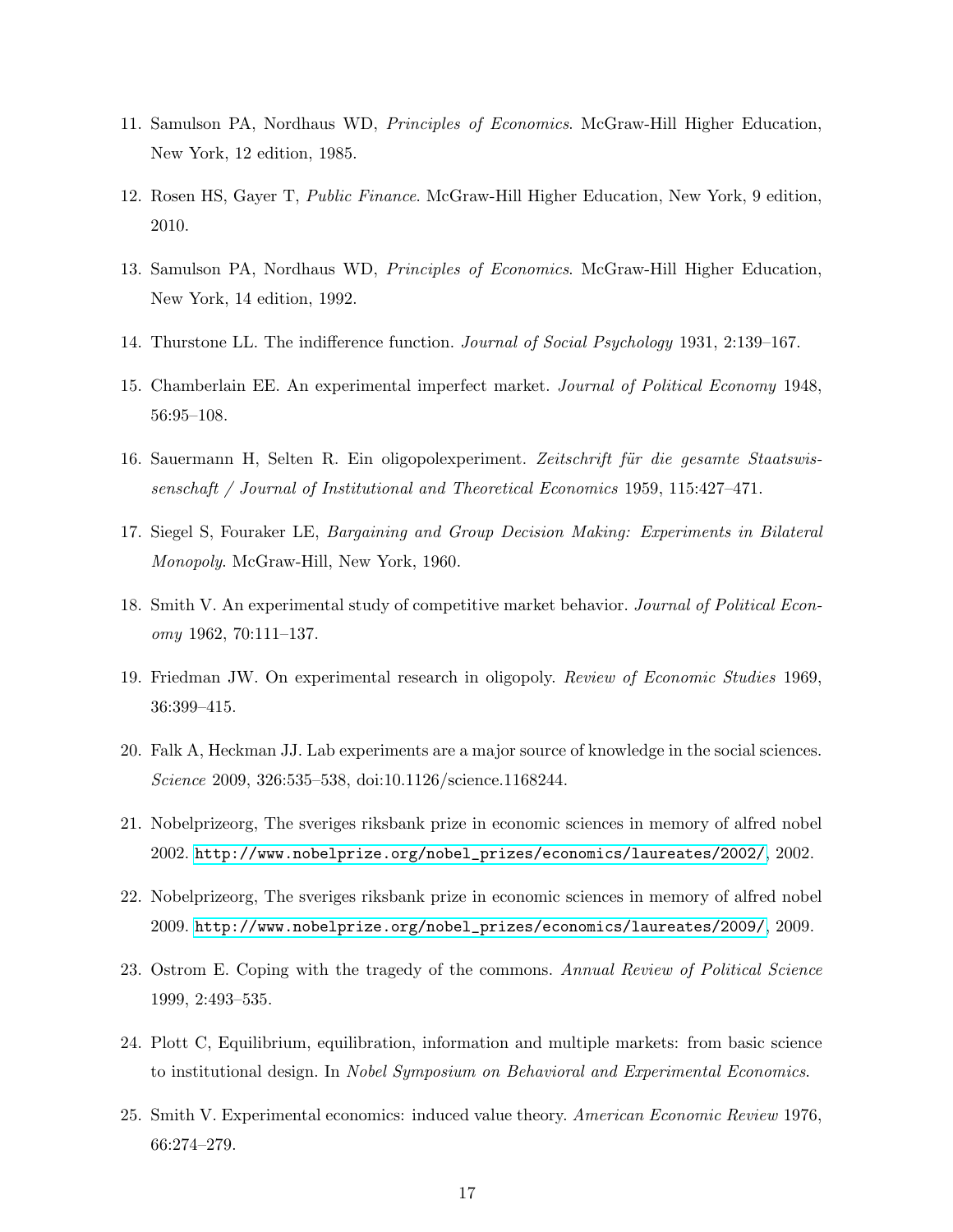11. Samulson PA, Nordhaus WD, *Principles of Economics*. McGraw-Hill Higher Education, New York, 12 edition, 1985.

12. Rosen HS, Gayer T, *Public Finance*. McGraw-Hill Higher Education, New York, 9 edition, 2010.

13. Samulson PA, Nordhaus WD, *Principles of Economics*. McGraw-Hill Higher Education, New York, 14 edition, 1992.

14. Thurstone LL. The indifference function. *Journal of Social Psychology* 1931, 2:139–167.

15. Chamberlain EE. An experimental imperfect market. *Journal of Political Economy* 1948, 56:95–108.

16. Sauermann H, Selten R. Ein oligopolexperiment. *Zeitschrift für die gesamte Staatswissenschaft / Journal of Institutional and Theoretical Economics* 1959, 115:427–471.

17. Siegel S, Fouraker LE, *Bargaining and Group Decision Making: Experiments in Bilateral Monopoly*. McGraw-Hill, New York, 1960.

18. Smith V. An experimental study of competitive market behavior. *Journal of Political Economy* 1962, 70:111–137.

19. Friedman JW. On experimental research in oligopoly. *Review of Economic Studies* 1969, 36:399–415.

20. Falk A, Heckman JJ. Lab experiments are a major source of knowledge in the social sciences. *Science* 2009, 326:535–538, doi:10.1126/science.1168244.

21. Nobelprizeorg, The sveriges riksbank prize in economic sciences in memory of alfred nobel 2002. http://www.nobelprize.org/nobel_prizes/economics/laureates/2002/, 2002.

22. Nobelprizeorg, The sveriges riksbank prize in economic sciences in memory of alfred nobel 2009. http://www.nobelprize.org/nobel_prizes/economics/laureates/2009/, 2009.

23. Ostrom E. Coping with the tragedy of the commons. *Annual Review of Political Science* 1999, 2:493–535.

24. Plott C, Equilibrium, equilibration, information and multiple markets: from basic science to institutional design. In *Nobel Symposium on Behavioral and Experimental Economics*.

25. Smith V. Experimental economics: induced value theory. *American Economic Review* 1976, 66:274–279.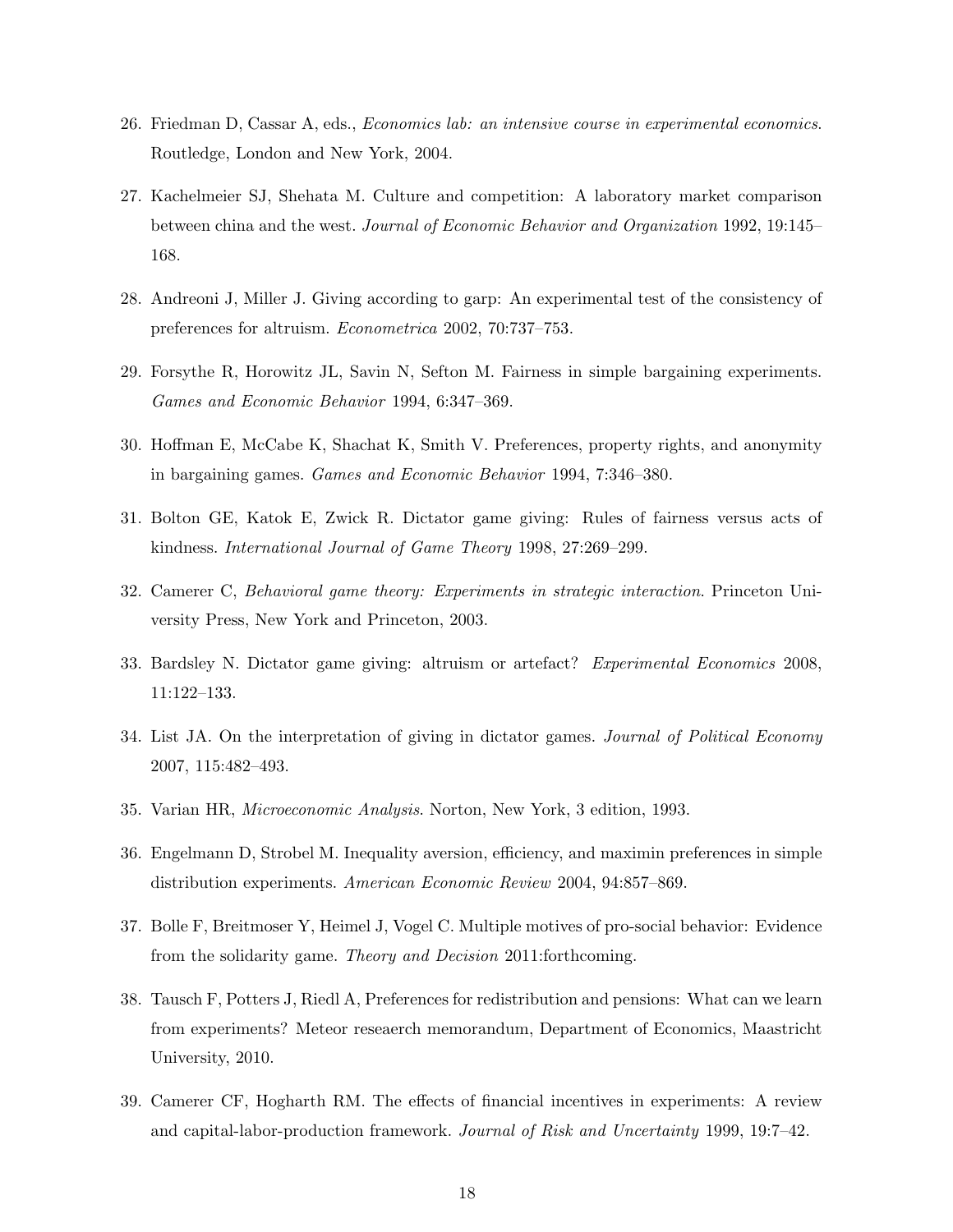26. Friedman D, Cassar A, eds., *Economics lab: an intensive course in experimental economics*. Routledge, London and New York, 2004.

27. Kachelmeier SJ, Shehata M. Culture and competition: A laboratory market comparison between china and the west. *Journal of Economic Behavior and Organization* 1992, 19:145–168.

28. Andreoni J, Miller J. Giving according to garp: An experimental test of the consistency of preferences for altruism. *Econometrica* 2002, 70:737–753.

29. Forsythe R, Horowitz JL, Savin N, Sefton M. Fairness in simple bargaining experiments. *Games and Economic Behavior* 1994, 6:347–369.

30. Hoffman E, McCabe K, Shachat K, Smith V. Preferences, property rights, and anonymity in bargaining games. *Games and Economic Behavior* 1994, 7:346–380.

31. Bolton GE, Katok E, Zwick R. Dictator game giving: Rules of fairness versus acts of kindness. *International Journal of Game Theory* 1998, 27:269–299.

32. Camerer C, *Behavioral game theory: Experiments in strategic interaction*. Princeton University Press, New York and Princeton, 2003.

33. Bardsley N. Dictator game giving: altruism or artefact? *Experimental Economics* 2008, 11:122–133.

34. List JA. On the interpretation of giving in dictator games. *Journal of Political Economy* 2007, 115:482–493.

35. Varian HR, *Microeconomic Analysis*. Norton, New York, 3 edition, 1993.

36. Engelmann D, Strobel M. Inequality aversion, efficiency, and maximin preferences in simple distribution experiments. *American Economic Review* 2004, 94:857–869.

37. Bolle F, Breitmoser Y, Heimel J, Vogel C. Multiple motives of pro-social behavior: Evidence from the solidarity game. *Theory and Decision* 2011:forthcoming.

38. Tausch F, Potters J, Riedl A, Preferences for redistribution and pensions: What can we learn from experiments? Meteor reseaerch memorandum, Department of Economics, Maastricht University, 2010.

39. Camerer CF, Hogharth RM. The effects of financial incentives in experiments: A review and capital-labor-production framework. *Journal of Risk and Uncertainty* 1999, 19:7–42.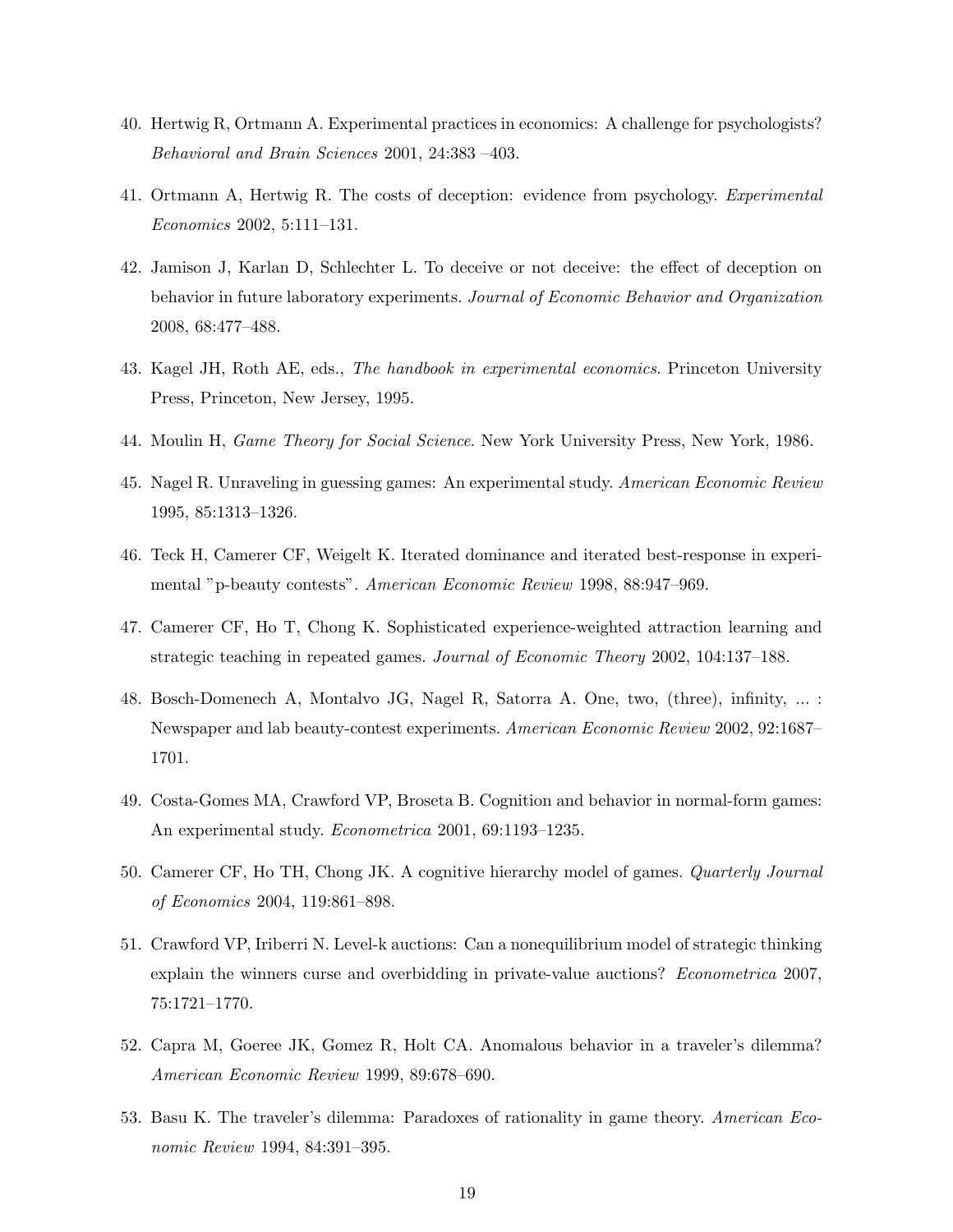40. Hertwig R, Ortmann A. Experimental practices in economics: A challenge for psychologists? *Behavioral and Brain Sciences* 2001, 24:383 –403.

41. Ortmann A, Hertwig R. The costs of deception: evidence from psychology. *Experimental Economics* 2002, 5:111–131.

42. Jamison J, Karlan D, Schlechter L. To deceive or not deceive: the effect of deception on behavior in future laboratory experiments. *Journal of Economic Behavior and Organization* 2008, 68:477–488.

43. Kagel JH, Roth AE, eds., *The handbook in experimental economics*. Princeton University Press, Princeton, New Jersey, 1995.

44. Moulin H, *Game Theory for Social Science*. New York University Press, New York, 1986.

45. Nagel R. Unraveling in guessing games: An experimental study. *American Economic Review* 1995, 85:1313–1326.

46. Teck H, Camerer CF, Weigelt K. Iterated dominance and iterated best-response in experimental "p-beauty contests". *American Economic Review* 1998, 88:947–969.

47. Camerer CF, Ho T, Chong K. Sophisticated experience-weighted attraction learning and strategic teaching in repeated games. *Journal of Economic Theory* 2002, 104:137–188.

48. Bosch-Domenech A, Montalvo JG, Nagel R, Satorra A. One, two, (three), infinity, ... : Newspaper and lab beauty-contest experiments. *American Economic Review* 2002, 92:1687–1701.

49. Costa-Gomes MA, Crawford VP, Broseta B. Cognition and behavior in normal-form games: An experimental study. *Econometrica* 2001, 69:1193–1235.

50. Camerer CF, Ho TH, Chong JK. A cognitive hierarchy model of games. *Quarterly Journal of Economics* 2004, 119:861–898.

51. Crawford VP, Iriberri N. Level-k auctions: Can a nonequilibrium model of strategic thinking explain the winners curse and overbidding in private-value auctions? *Econometrica* 2007, 75:1721–1770.

52. Capra M, Goeree JK, Gomez R, Holt CA. Anomalous behavior in a traveler's dilemma? *American Economic Review* 1999, 89:678–690.

53. Basu K. The traveler's dilemma: Paradoxes of rationality in game theory. *American Economic Review* 1994, 84:391–395.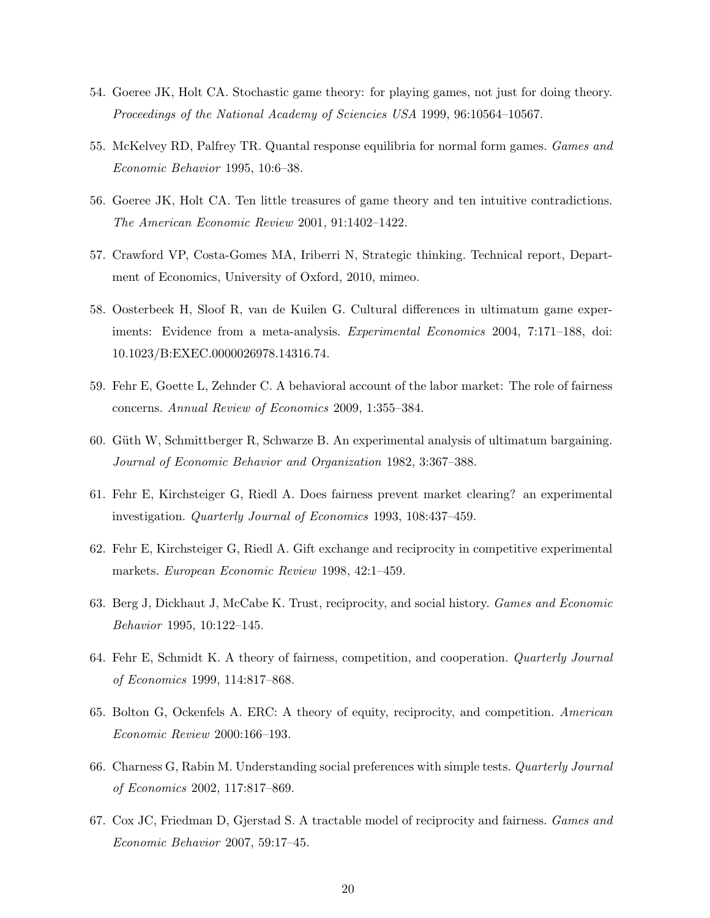54. Goeree JK, Holt CA. Stochastic game theory: for playing games, not just for doing theory. *Proceedings of the National Academy of Sciencies USA* 1999, 96:10564–10567.

55. McKelvey RD, Palfrey TR. Quantal response equilibria for normal form games. *Games and Economic Behavior* 1995, 10:6–38.

56. Goeree JK, Holt CA. Ten little treasures of game theory and ten intuitive contradictions. *The American Economic Review* 2001, 91:1402–1422.

57. Crawford VP, Costa-Gomes MA, Iriberri N, Strategic thinking. Technical report, Department of Economics, University of Oxford, 2010, mimeo.

58. Oosterbeek H, Sloof R, van de Kuilen G. Cultural differences in ultimatum game experiments: Evidence from a meta-analysis. *Experimental Economics* 2004, 7:171–188, doi: 10.1023/B:EXEC.0000026978.14316.74.

59. Fehr E, Goette L, Zehnder C. A behavioral account of the labor market: The role of fairness concerns. *Annual Review of Economics* 2009, 1:355–384.

60. Güth W, Schmittberger R, Schwarze B. An experimental analysis of ultimatum bargaining. *Journal of Economic Behavior and Organization* 1982, 3:367–388.

61. Fehr E, Kirchsteiger G, Riedl A. Does fairness prevent market clearing? an experimental investigation. *Quarterly Journal of Economics* 1993, 108:437–459.

62. Fehr E, Kirchsteiger G, Riedl A. Gift exchange and reciprocity in competitive experimental markets. *European Economic Review* 1998, 42:1–459.

63. Berg J, Dickhaut J, McCabe K. Trust, reciprocity, and social history. *Games and Economic Behavior* 1995, 10:122–145.

64. Fehr E, Schmidt K. A theory of fairness, competition, and cooperation. *Quarterly Journal of Economics* 1999, 114:817–868.

65. Bolton G, Ockenfels A. ERC: A theory of equity, reciprocity, and competition. *American Economic Review* 2000:166–193.

66. Charness G, Rabin M. Understanding social preferences with simple tests. *Quarterly Journal of Economics* 2002, 117:817–869.

67. Cox JC, Friedman D, Gjerstad S. A tractable model of reciprocity and fairness. *Games and Economic Behavior* 2007, 59:17–45.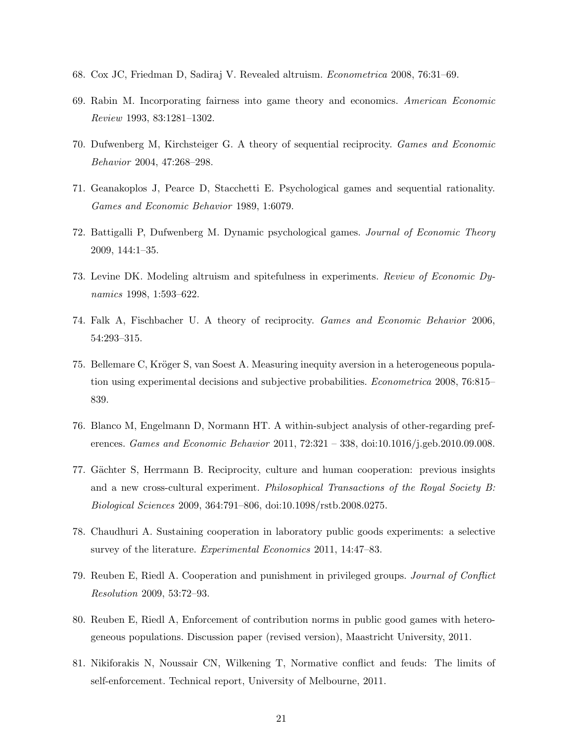68. Cox JC, Friedman D, Sadiraj V. Revealed altruism. *Econometrica* 2008, 76:31–69.

69. Rabin M. Incorporating fairness into game theory and economics. *American Economic Review* 1993, 83:1281–1302.

70. Dufwenberg M, Kirchsteiger G. A theory of sequential reciprocity. *Games and Economic Behavior* 2004, 47:268–298.

71. Geanakoplos J, Pearce D, Stacchetti E. Psychological games and sequential rationality. *Games and Economic Behavior* 1989, 1:6079.

72. Battigalli P, Dufwenberg M. Dynamic psychological games. *Journal of Economic Theory* 2009, 144:1–35.

73. Levine DK. Modeling altruism and spitefulness in experiments. *Review of Economic Dynamics* 1998, 1:593–622.

74. Falk A, Fischbacher U. A theory of reciprocity. *Games and Economic Behavior* 2006, 54:293–315.

75. Bellemare C, Kröger S, van Soest A. Measuring inequity aversion in a heterogeneous population using experimental decisions and subjective probabilities. *Econometrica* 2008, 76:815–839.

76. Blanco M, Engelmann D, Normann HT. A within-subject analysis of other-regarding preferences. *Games and Economic Behavior* 2011, 72:321 – 338, doi:10.1016/j.geb.2010.09.008.

77. Gächter S, Herrmann B. Reciprocity, culture and human cooperation: previous insights and a new cross-cultural experiment. *Philosophical Transactions of the Royal Society B: Biological Sciences* 2009, 364:791–806, doi:10.1098/rstb.2008.0275.

78. Chaudhuri A. Sustaining cooperation in laboratory public goods experiments: a selective survey of the literature. *Experimental Economics* 2011, 14:47–83.

79. Reuben E, Riedl A. Cooperation and punishment in privileged groups. *Journal of Conflict Resolution* 2009, 53:72–93.

80. Reuben E, Riedl A, Enforcement of contribution norms in public good games with heterogeneous populations. Discussion paper (revised version), Maastricht University, 2011.

81. Nikiforakis N, Noussair CN, Wilkening T, Normative conflict and feuds: The limits of self-enforcement. Technical report, University of Melbourne, 2011.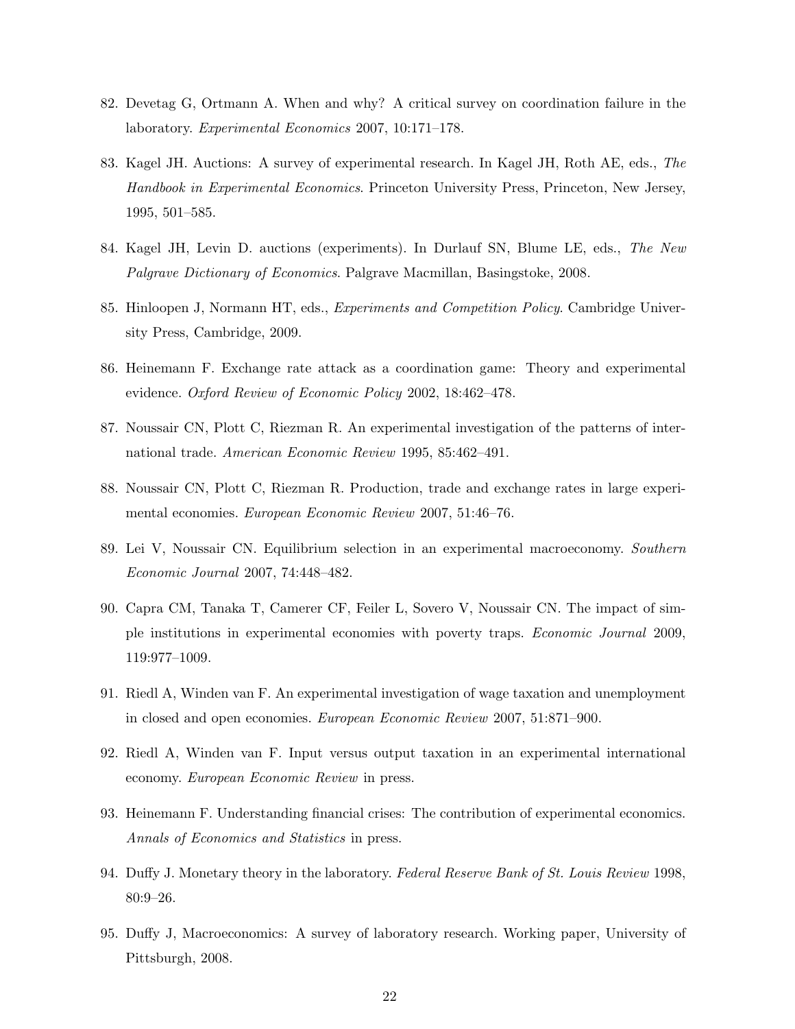82. Devetag G, Ortmann A. When and why? A critical survey on coordination failure in the laboratory. *Experimental Economics* 2007, 10:171–178.

83. Kagel JH. Auctions: A survey of experimental research. In Kagel JH, Roth AE, eds., *The Handbook in Experimental Economics*. Princeton University Press, Princeton, New Jersey, 1995, 501–585.

84. Kagel JH, Levin D. auctions (experiments). In Durlauf SN, Blume LE, eds., *The New Palgrave Dictionary of Economics*. Palgrave Macmillan, Basingstoke, 2008.

85. Hinloopen J, Normann HT, eds., *Experiments and Competition Policy*. Cambridge University Press, Cambridge, 2009.

86. Heinemann F. Exchange rate attack as a coordination game: Theory and experimental evidence. *Oxford Review of Economic Policy* 2002, 18:462–478.

87. Noussair CN, Plott C, Riezman R. An experimental investigation of the patterns of international trade. *American Economic Review* 1995, 85:462–491.

88. Noussair CN, Plott C, Riezman R. Production, trade and exchange rates in large experimental economies. *European Economic Review* 2007, 51:46–76.

89. Lei V, Noussair CN. Equilibrium selection in an experimental macroeconomy. *Southern Economic Journal* 2007, 74:448–482.

90. Capra CM, Tanaka T, Camerer CF, Feiler L, Sovero V, Noussair CN. The impact of simple institutions in experimental economies with poverty traps. *Economic Journal* 2009, 119:977–1009.

91. Riedl A, Winden van F. An experimental investigation of wage taxation and unemployment in closed and open economies. *European Economic Review* 2007, 51:871–900.

92. Riedl A, Winden van F. Input versus output taxation in an experimental international economy. *European Economic Review* in press.

93. Heinemann F. Understanding financial crises: The contribution of experimental economics. *Annals of Economics and Statistics* in press.

94. Duffy J. Monetary theory in the laboratory. *Federal Reserve Bank of St. Louis Review* 1998, 80:9–26.

95. Duffy J, Macroeconomics: A survey of laboratory research. Working paper, University of Pittsburgh, 2008.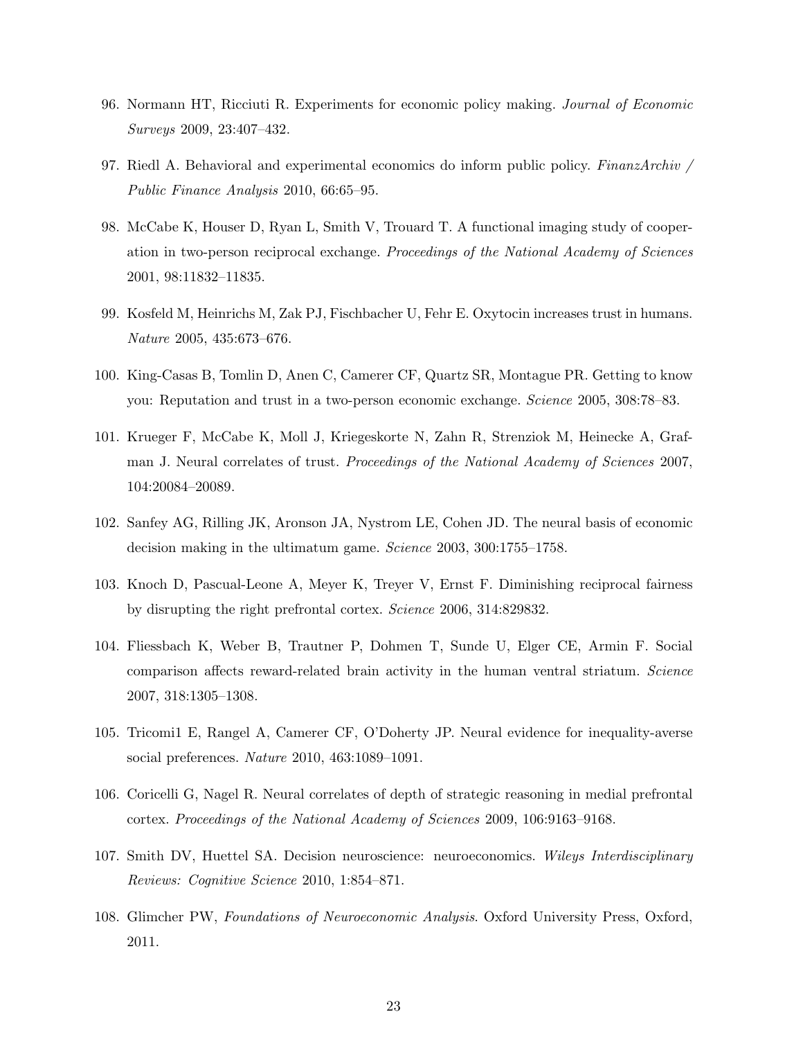96. Normann HT, Ricciuti R. Experiments for economic policy making. *Journal of Economic Surveys* 2009, 23:407–432.

97. Riedl A. Behavioral and experimental economics do inform public policy. *FinanzArchiv / Public Finance Analysis* 2010, 66:65–95.

98. McCabe K, Houser D, Ryan L, Smith V, Trouard T. A functional imaging study of cooperation in two-person reciprocal exchange. *Proceedings of the National Academy of Sciences* 2001, 98:11832–11835.

99. Kosfeld M, Heinrichs M, Zak PJ, Fischbacher U, Fehr E. Oxytocin increases trust in humans. *Nature* 2005, 435:673–676.

100. King-Casas B, Tomlin D, Anen C, Camerer CF, Quartz SR, Montague PR. Getting to know you: Reputation and trust in a two-person economic exchange. *Science* 2005, 308:78–83.

101. Krueger F, McCabe K, Moll J, Kriegeskorte N, Zahn R, Strenziok M, Heinecke A, Grafman J. Neural correlates of trust. *Proceedings of the National Academy of Sciences* 2007, 104:20084–20089.

102. Sanfey AG, Rilling JK, Aronson JA, Nystrom LE, Cohen JD. The neural basis of economic decision making in the ultimatum game. *Science* 2003, 300:1755–1758.

103. Knoch D, Pascual-Leone A, Meyer K, Treyer V, Ernst F. Diminishing reciprocal fairness by disrupting the right prefrontal cortex. *Science* 2006, 314:829832.

104. Fliessbach K, Weber B, Trautner P, Dohmen T, Sunde U, Elger CE, Armin F. Social comparison affects reward-related brain activity in the human ventral striatum. *Science* 2007, 318:1305–1308.

105. Tricomi1 E, Rangel A, Camerer CF, O'Doherty JP. Neural evidence for inequality-averse social preferences. *Nature* 2010, 463:1089–1091.

106. Coricelli G, Nagel R. Neural correlates of depth of strategic reasoning in medial prefrontal cortex. *Proceedings of the National Academy of Sciences* 2009, 106:9163–9168.

107. Smith DV, Huettel SA. Decision neuroscience: neuroeconomics. *Wileys Interdisciplinary Reviews: Cognitive Science* 2010, 1:854–871.

108. Glimcher PW, *Foundations of Neuroeconomic Analysis*. Oxford University Press, Oxford, 2011.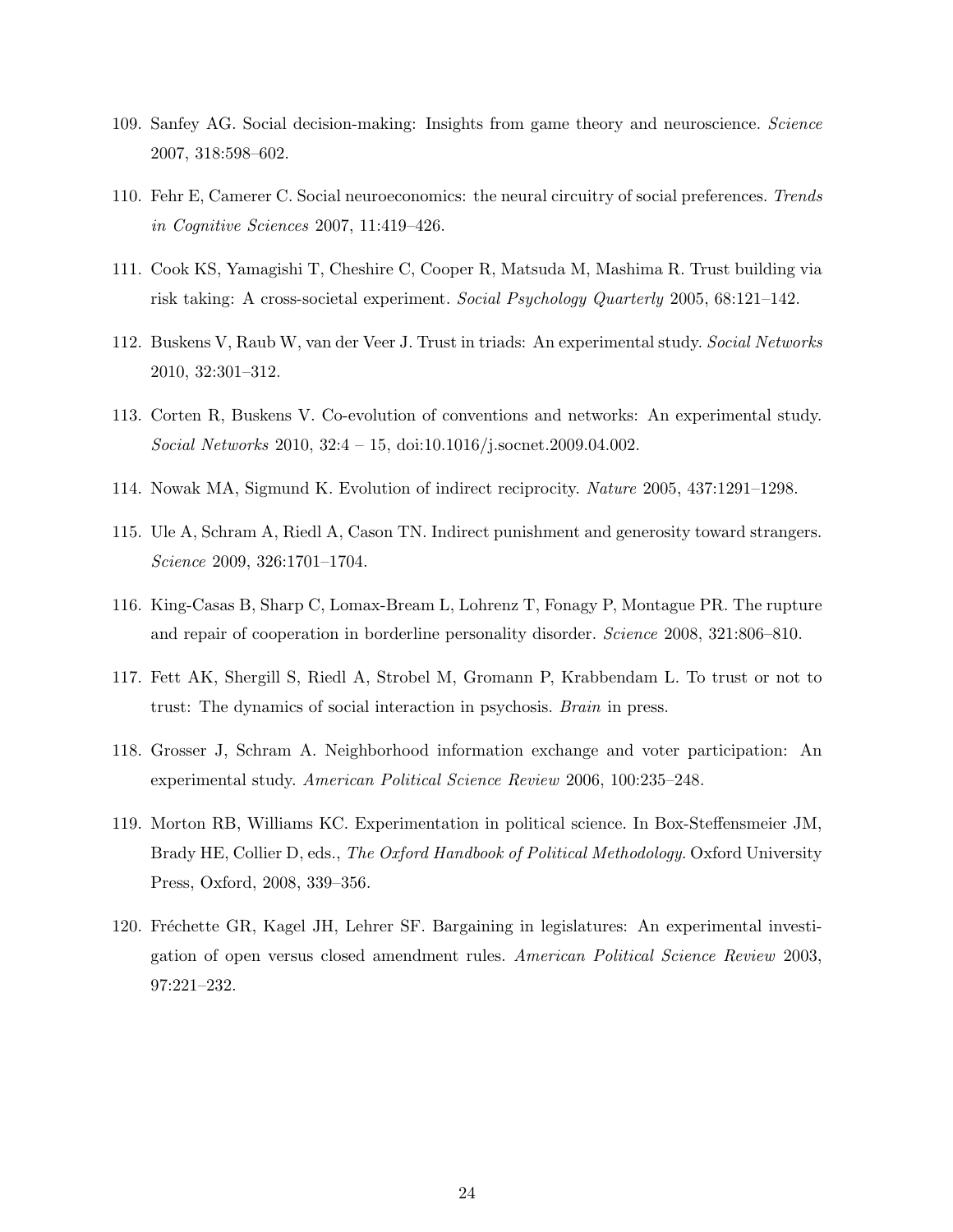109. Sanfey AG. Social decision-making: Insights from game theory and neuroscience. *Science* 2007, 318:598–602.

110. Fehr E, Camerer C. Social neuroeconomics: the neural circuitry of social preferences. *Trends in Cognitive Sciences* 2007, 11:419–426.

111. Cook KS, Yamagishi T, Cheshire C, Cooper R, Matsuda M, Mashima R. Trust building via risk taking: A cross-societal experiment. *Social Psychology Quarterly* 2005, 68:121–142.

112. Buskens V, Raub W, van der Veer J. Trust in triads: An experimental study. *Social Networks* 2010, 32:301–312.

113. Corten R, Buskens V. Co-evolution of conventions and networks: An experimental study. *Social Networks* 2010, 32:4 – 15, doi:10.1016/j.socnet.2009.04.002.

114. Nowak MA, Sigmund K. Evolution of indirect reciprocity. *Nature* 2005, 437:1291–1298.

115. Ule A, Schram A, Riedl A, Cason TN. Indirect punishment and generosity toward strangers. *Science* 2009, 326:1701–1704.

116. King-Casas B, Sharp C, Lomax-Bream L, Lohrenz T, Fonagy P, Montague PR. The rupture and repair of cooperation in borderline personality disorder. *Science* 2008, 321:806–810.

117. Fett AK, Shergill S, Riedl A, Strobel M, Gromann P, Krabbendam L. To trust or not to trust: The dynamics of social interaction in psychosis. *Brain* in press.

118. Grosser J, Schram A. Neighborhood information exchange and voter participation: An experimental study. *American Political Science Review* 2006, 100:235–248.

119. Morton RB, Williams KC. Experimentation in political science. In Box-Steffensmeier JM, Brady HE, Collier D, eds., *The Oxford Handbook of Political Methodology*. Oxford University Press, Oxford, 2008, 339–356.

120. Fréchette GR, Kagel JH, Lehrer SF. Bargaining in legislatures: An experimental investigation of open versus closed amendment rules. *American Political Science Review* 2003, 97:221–232.